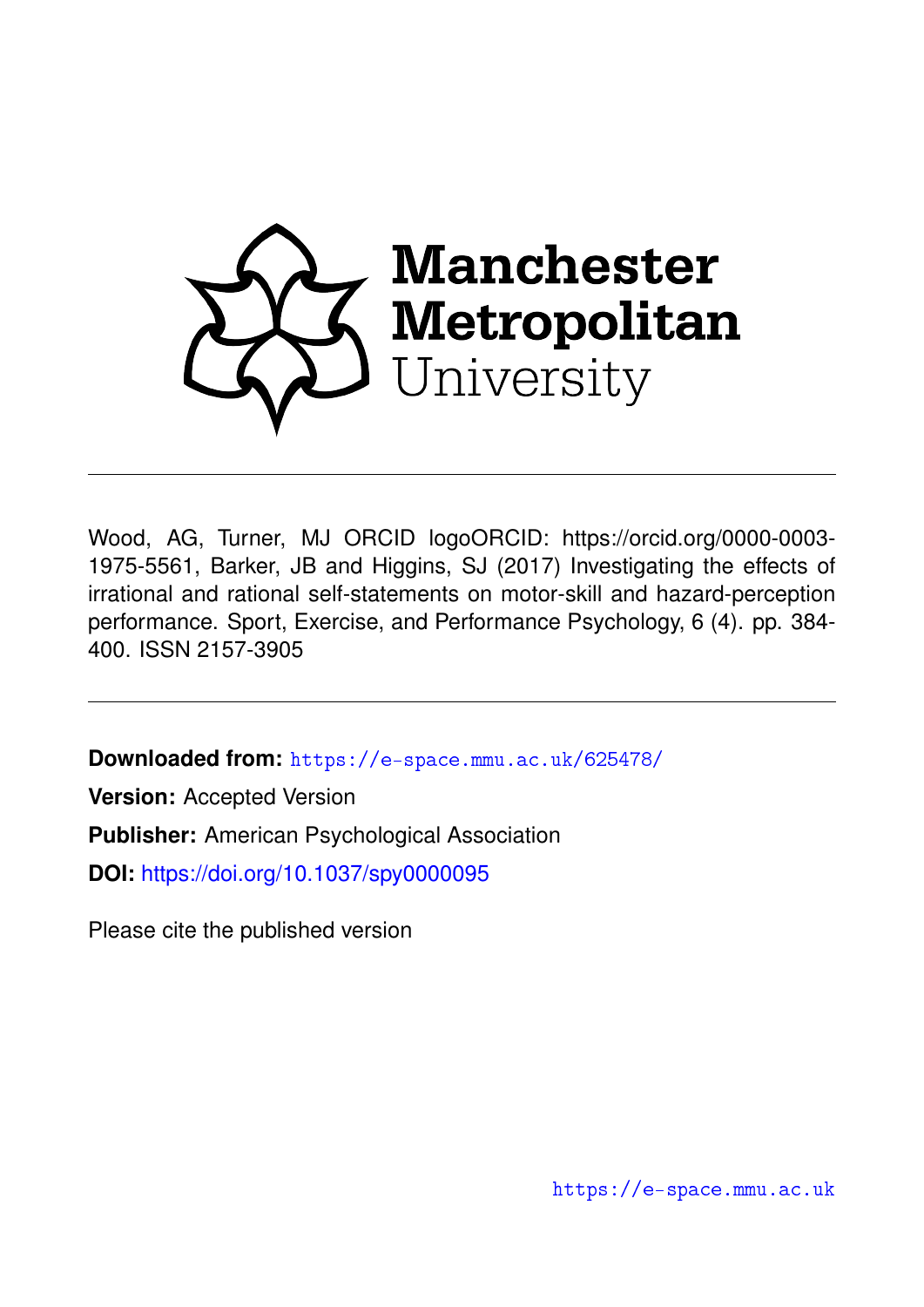Manchester Metropolitan University

Wood, AG, Turner, MJ ORCID logoORCID: https://orcid.org/0000-0003-1975-5561, Barker, JB and Higgins, SJ (2017) Investigating the effects of irrational and rational self-statements on motor-skill and hazard-perception performance. Sport, Exercise, and Performance Psychology, 6 (4). pp. 384-400. ISSN 2157-3905

**Downloaded from:** https://e-space.mmu.ac.uk/625478/

**Version:** Accepted Version

**Publisher:** American Psychological Association

**DOI:** https://doi.org/10.1037/spy0000095

Please cite the published version

https://e-space.mmu.ac.uk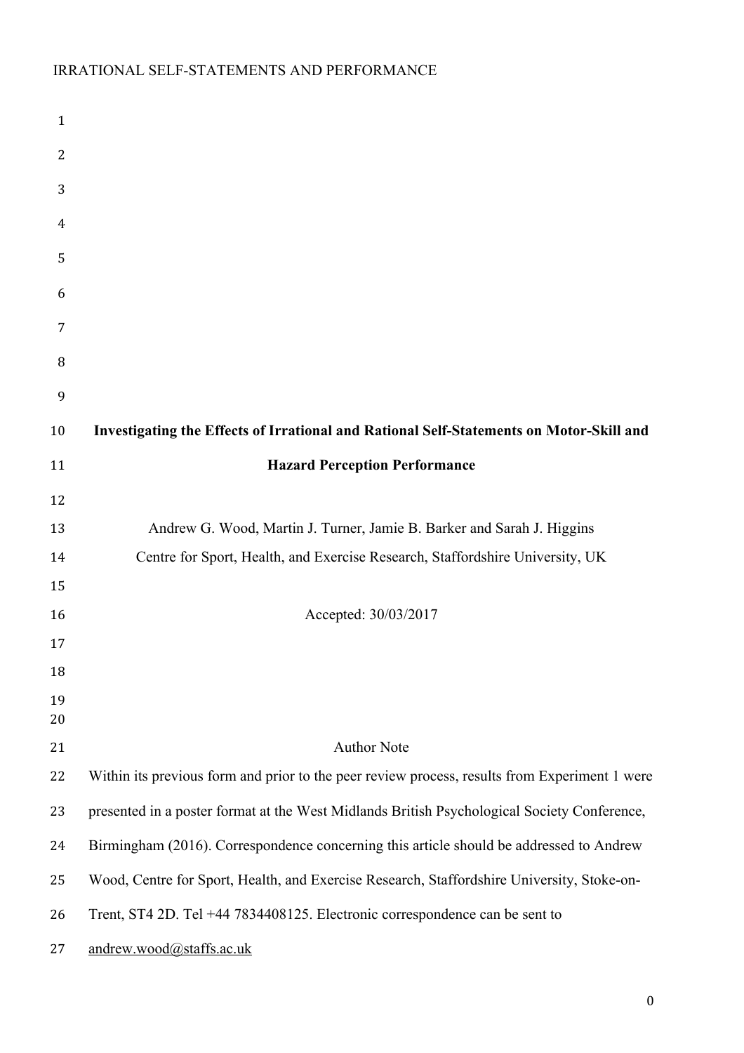# Investigating the Effects of Irrational and Rational Self-Statements on Motor-Skill and Hazard Perception Performance

Andrew G. Wood, Martin J. Turner, Jamie B. Barker and Sarah J. Higgins

Centre for Sport, Health, and Exercise Research, Staffordshire University, UK

Accepted: 30/03/2017

Author Note

Within its previous form and prior to the peer review process, results from Experiment 1 were presented in a poster format at the West Midlands British Psychological Society Conference, Birmingham (2016). Correspondence concerning this article should be addressed to Andrew Wood, Centre for Sport, Health, and Exercise Research, Staffordshire University, Stoke-on-Trent, ST4 2D. Tel +44 7834408125. Electronic correspondence can be sent to andrew.wood@staffs.ac.uk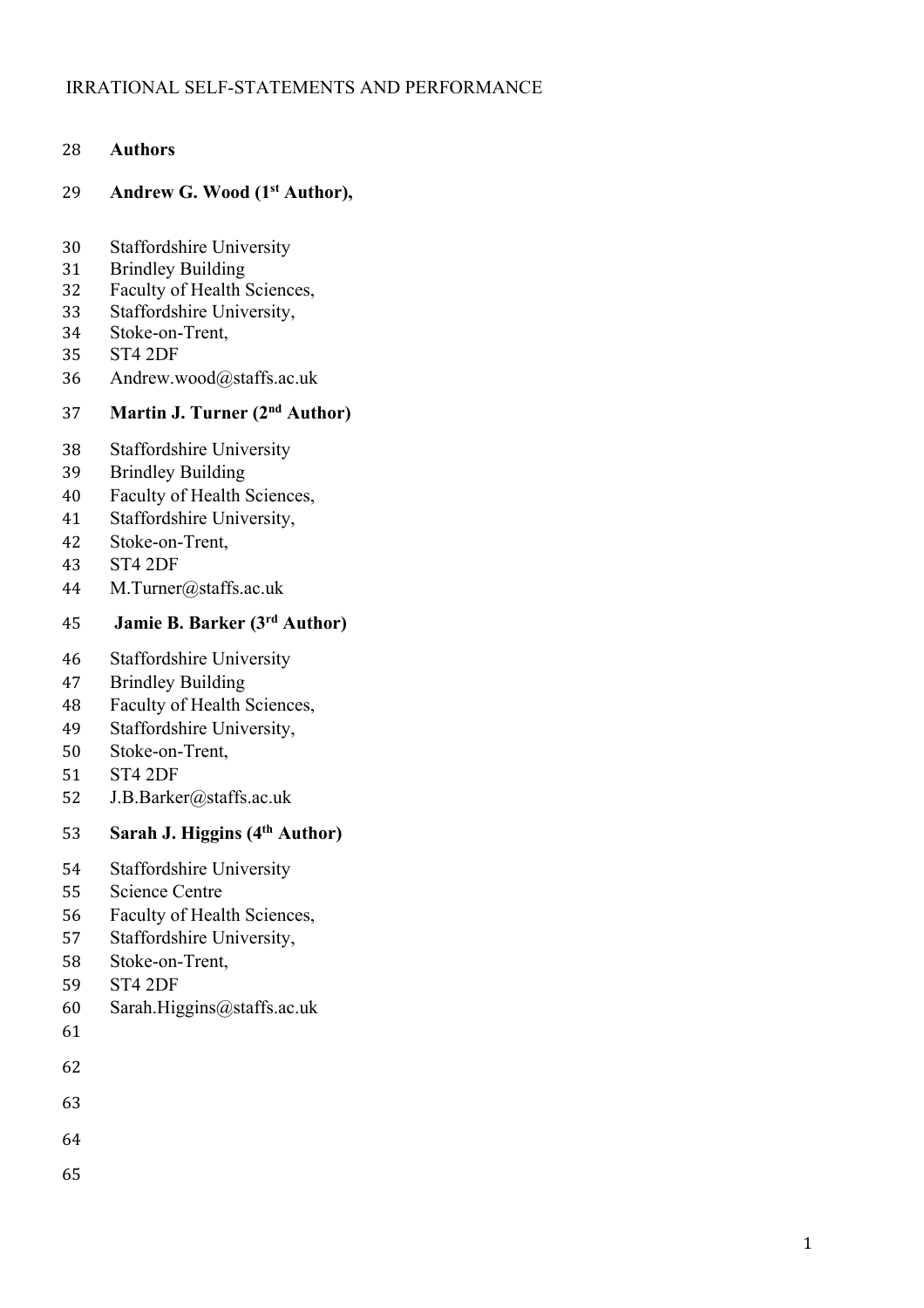**Authors**

**Andrew G. Wood (1st Author),**

Staffordshire University
Brindley Building
Faculty of Health Sciences,
Staffordshire University,
Stoke-on-Trent,
ST4 2DF
Andrew.wood@staffs.ac.uk

**Martin J. Turner (2nd Author)**

Staffordshire University
Brindley Building
Faculty of Health Sciences,
Staffordshire University,
Stoke-on-Trent,
ST4 2DF
M.Turner@staffs.ac.uk

**Jamie B. Barker (3rd Author)**

Staffordshire University
Brindley Building
Faculty of Health Sciences,
Staffordshire University,
Stoke-on-Trent,
ST4 2DF
J.B.Barker@staffs.ac.uk

**Sarah J. Higgins (4th Author)**

Staffordshire University
Science Centre
Faculty of Health Sciences,
Staffordshire University,
Stoke-on-Trent,
ST4 2DF
Sarah.Higgins@staffs.ac.uk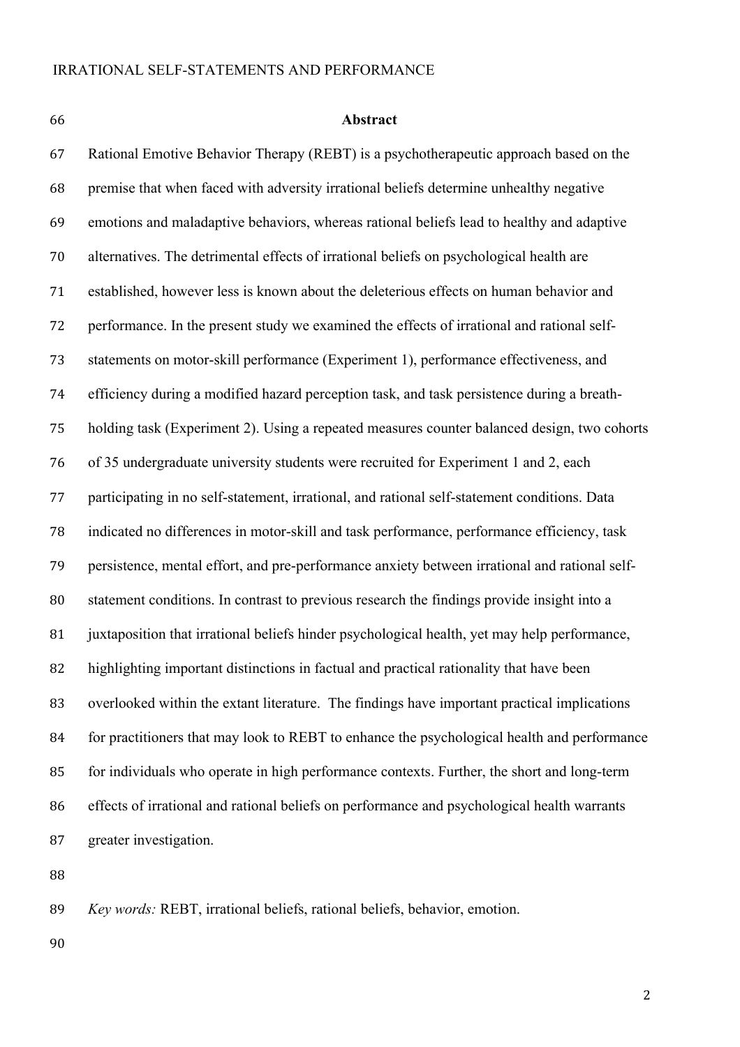## Abstract

Rational Emotive Behavior Therapy (REBT) is a psychotherapeutic approach based on the premise that when faced with adversity irrational beliefs determine unhealthy negative emotions and maladaptive behaviors, whereas rational beliefs lead to healthy and adaptive alternatives. The detrimental effects of irrational beliefs on psychological health are established, however less is known about the deleterious effects on human behavior and performance. In the present study we examined the effects of irrational and rational self-statements on motor-skill performance (Experiment 1), performance effectiveness, and efficiency during a modified hazard perception task, and task persistence during a breath-holding task (Experiment 2). Using a repeated measures counter balanced design, two cohorts of 35 undergraduate university students were recruited for Experiment 1 and 2, each participating in no self-statement, irrational, and rational self-statement conditions. Data indicated no differences in motor-skill and task performance, performance efficiency, task persistence, mental effort, and pre-performance anxiety between irrational and rational self-statement conditions. In contrast to previous research the findings provide insight into a juxtaposition that irrational beliefs hinder psychological health, yet may help performance, highlighting important distinctions in factual and practical rationality that have been overlooked within the extant literature. The findings have important practical implications for practitioners that may look to REBT to enhance the psychological health and performance for individuals who operate in high performance contexts. Further, the short and long-term effects of irrational and rational beliefs on performance and psychological health warrants greater investigation.

*Key words:* REBT, irrational beliefs, rational beliefs, behavior, emotion.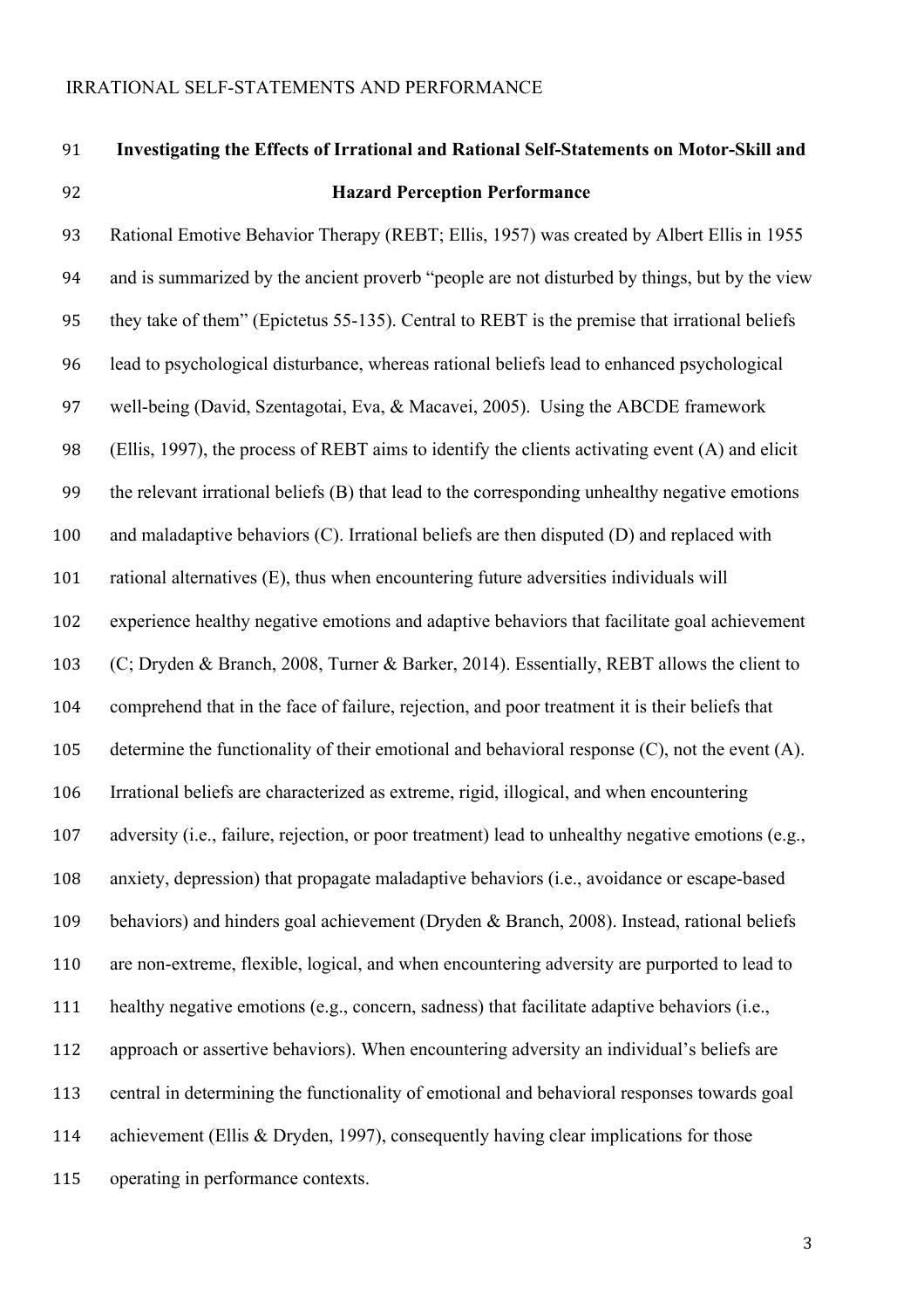## Investigating the Effects of Irrational and Rational Self-Statements on Motor-Skill and Hazard Perception Performance

Rational Emotive Behavior Therapy (REBT; Ellis, 1957) was created by Albert Ellis in 1955 and is summarized by the ancient proverb "people are not disturbed by things, but by the view they take of them" (Epictetus 55-135). Central to REBT is the premise that irrational beliefs lead to psychological disturbance, whereas rational beliefs lead to enhanced psychological well-being (David, Szentagotai, Eva, & Macavei, 2005). Using the ABCDE framework (Ellis, 1997), the process of REBT aims to identify the clients activating event (A) and elicit the relevant irrational beliefs (B) that lead to the corresponding unhealthy negative emotions and maladaptive behaviors (C). Irrational beliefs are then disputed (D) and replaced with rational alternatives (E), thus when encountering future adversities individuals will experience healthy negative emotions and adaptive behaviors that facilitate goal achievement (C; Dryden & Branch, 2008, Turner & Barker, 2014). Essentially, REBT allows the client to comprehend that in the face of failure, rejection, and poor treatment it is their beliefs that determine the functionality of their emotional and behavioral response (C), not the event (A). Irrational beliefs are characterized as extreme, rigid, illogical, and when encountering adversity (i.e., failure, rejection, or poor treatment) lead to unhealthy negative emotions (e.g., anxiety, depression) that propagate maladaptive behaviors (i.e., avoidance or escape-based behaviors) and hinders goal achievement (Dryden & Branch, 2008). Instead, rational beliefs are non-extreme, flexible, logical, and when encountering adversity are purported to lead to healthy negative emotions (e.g., concern, sadness) that facilitate adaptive behaviors (i.e., approach or assertive behaviors). When encountering adversity an individual's beliefs are central in determining the functionality of emotional and behavioral responses towards goal achievement (Ellis & Dryden, 1997), consequently having clear implications for those operating in performance contexts.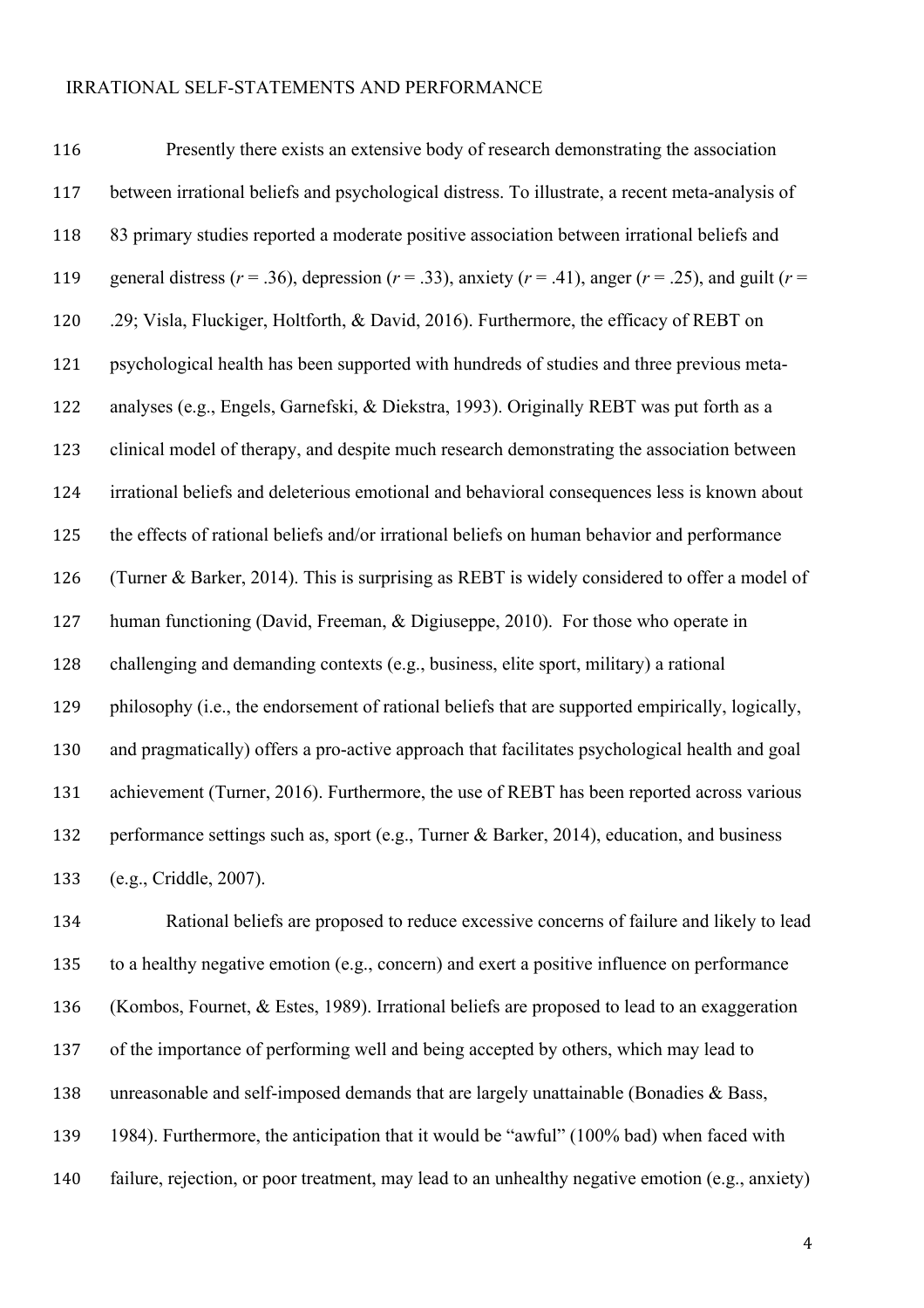Presently there exists an extensive body of research demonstrating the association between irrational beliefs and psychological distress. To illustrate, a recent meta-analysis of 83 primary studies reported a moderate positive association between irrational beliefs and general distress ($r$ = .36), depression ($r$ = .33), anxiety ($r$ = .41), anger ($r$ = .25), and guilt ($r$ = .29; Visla, Fluckiger, Holtforth, & David, 2016). Furthermore, the efficacy of REBT on psychological health has been supported with hundreds of studies and three previous meta-analyses (e.g., Engels, Garnefski, & Diekstra, 1993). Originally REBT was put forth as a clinical model of therapy, and despite much research demonstrating the association between irrational beliefs and deleterious emotional and behavioral consequences less is known about the effects of rational beliefs and/or irrational beliefs on human behavior and performance (Turner & Barker, 2014). This is surprising as REBT is widely considered to offer a model of human functioning (David, Freeman, & Digiuseppe, 2010). For those who operate in challenging and demanding contexts (e.g., business, elite sport, military) a rational philosophy (i.e., the endorsement of rational beliefs that are supported empirically, logically, and pragmatically) offers a pro-active approach that facilitates psychological health and goal achievement (Turner, 2016). Furthermore, the use of REBT has been reported across various performance settings such as, sport (e.g., Turner & Barker, 2014), education, and business (e.g., Criddle, 2007).

Rational beliefs are proposed to reduce excessive concerns of failure and likely to lead to a healthy negative emotion (e.g., concern) and exert a positive influence on performance (Kombos, Fournet, & Estes, 1989). Irrational beliefs are proposed to lead to an exaggeration of the importance of performing well and being accepted by others, which may lead to unreasonable and self-imposed demands that are largely unattainable (Bonadies & Bass, 1984). Furthermore, the anticipation that it would be "awful" (100% bad) when faced with failure, rejection, or poor treatment, may lead to an unhealthy negative emotion (e.g., anxiety)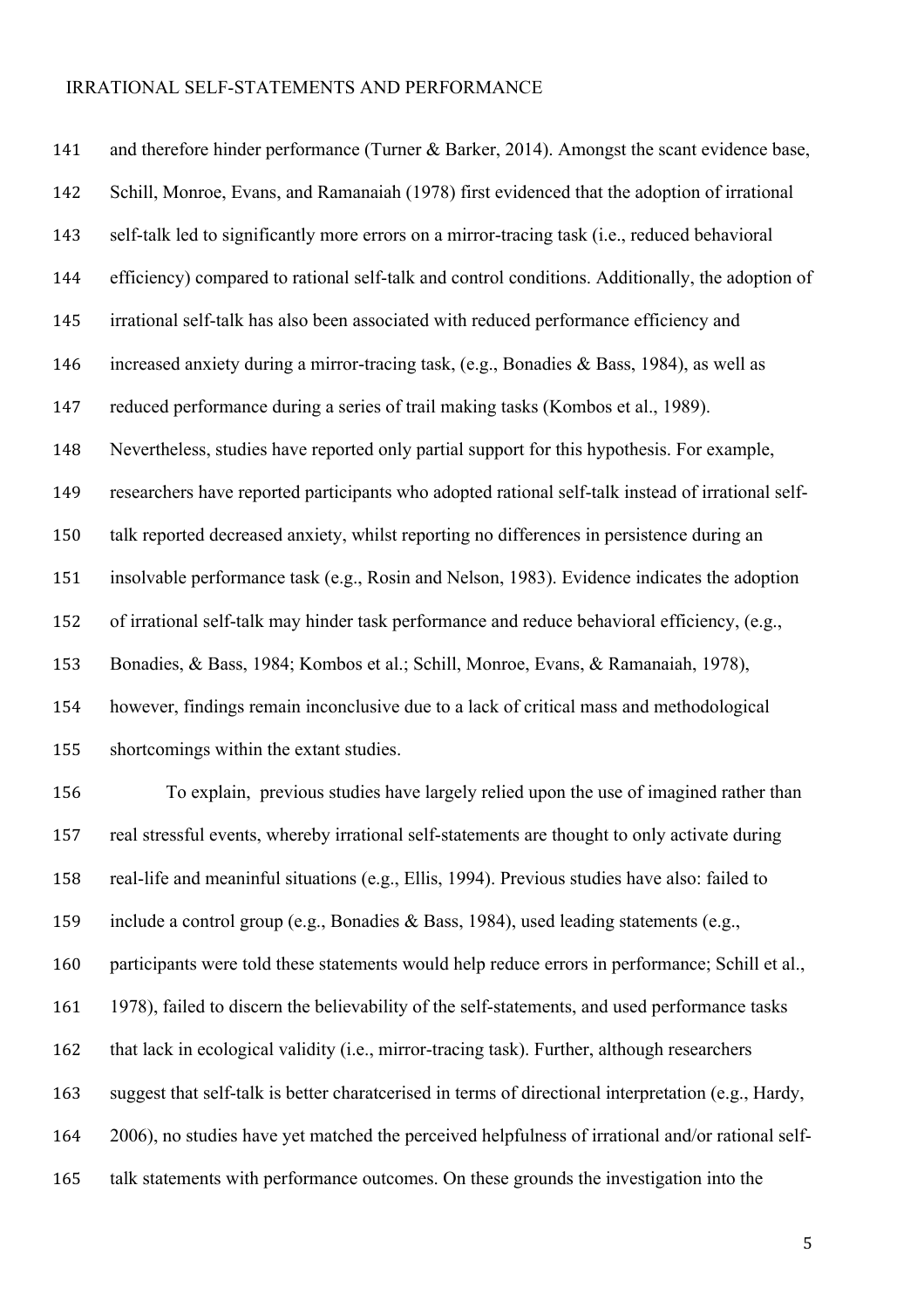and therefore hinder performance (Turner & Barker, 2014). Amongst the scant evidence base, Schill, Monroe, Evans, and Ramanaiah (1978) first evidenced that the adoption of irrational self-talk led to significantly more errors on a mirror-tracing task (i.e., reduced behavioral efficiency) compared to rational self-talk and control conditions. Additionally, the adoption of irrational self-talk has also been associated with reduced performance efficiency and increased anxiety during a mirror-tracing task, (e.g., Bonadies & Bass, 1984), as well as reduced performance during a series of trail making tasks (Kombos et al., 1989). Nevertheless, studies have reported only partial support for this hypothesis. For example, researchers have reported participants who adopted rational self-talk instead of irrational self-talk reported decreased anxiety, whilst reporting no differences in persistence during an insolvable performance task (e.g., Rosin and Nelson, 1983). Evidence indicates the adoption of irrational self-talk may hinder task performance and reduce behavioral efficiency, (e.g., Bonadies, & Bass, 1984; Kombos et al.; Schill, Monroe, Evans, & Ramanaiah, 1978), however, findings remain inconclusive due to a lack of critical mass and methodological shortcomings within the extant studies.

To explain, previous studies have largely relied upon the use of imagined rather than real stressful events, whereby irrational self-statements are thought to only activate during real-life and meaninful situations (e.g., Ellis, 1994). Previous studies have also: failed to include a control group (e.g., Bonadies & Bass, 1984), used leading statements (e.g., participants were told these statements would help reduce errors in performance; Schill et al., 1978), failed to discern the believability of the self-statements, and used performance tasks that lack in ecological validity (i.e., mirror-tracing task). Further, although researchers suggest that self-talk is better charatcerised in terms of directional interpretation (e.g., Hardy, 2006), no studies have yet matched the perceived helpfulness of irrational and/or rational self-talk statements with performance outcomes. On these grounds the investigation into the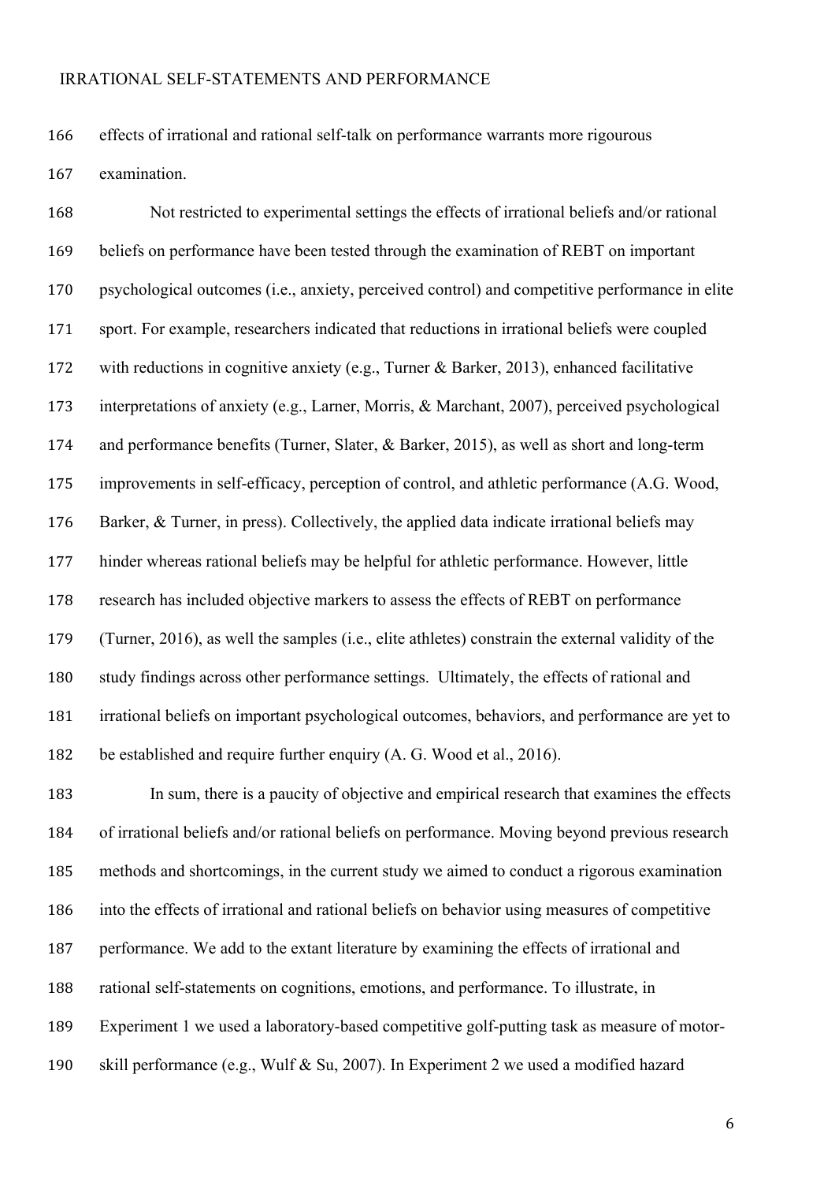effects of irrational and rational self-talk on performance warrants more rigourous examination.

Not restricted to experimental settings the effects of irrational beliefs and/or rational beliefs on performance have been tested through the examination of REBT on important psychological outcomes (i.e., anxiety, perceived control) and competitive performance in elite sport. For example, researchers indicated that reductions in irrational beliefs were coupled with reductions in cognitive anxiety (e.g., Turner & Barker, 2013), enhanced facilitative interpretations of anxiety (e.g., Larner, Morris, & Marchant, 2007), perceived psychological and performance benefits (Turner, Slater, & Barker, 2015), as well as short and long-term improvements in self-efficacy, perception of control, and athletic performance (A.G. Wood, Barker, & Turner, in press). Collectively, the applied data indicate irrational beliefs may hinder whereas rational beliefs may be helpful for athletic performance. However, little research has included objective markers to assess the effects of REBT on performance (Turner, 2016), as well the samples (i.e., elite athletes) constrain the external validity of the study findings across other performance settings. Ultimately, the effects of rational and irrational beliefs on important psychological outcomes, behaviors, and performance are yet to be established and require further enquiry (A. G. Wood et al., 2016).

In sum, there is a paucity of objective and empirical research that examines the effects of irrational beliefs and/or rational beliefs on performance. Moving beyond previous research methods and shortcomings, in the current study we aimed to conduct a rigorous examination into the effects of irrational and rational beliefs on behavior using measures of competitive performance. We add to the extant literature by examining the effects of irrational and rational self-statements on cognitions, emotions, and performance. To illustrate, in Experiment 1 we used a laboratory-based competitive golf-putting task as measure of motor-skill performance (e.g., Wulf & Su, 2007). In Experiment 2 we used a modified hazard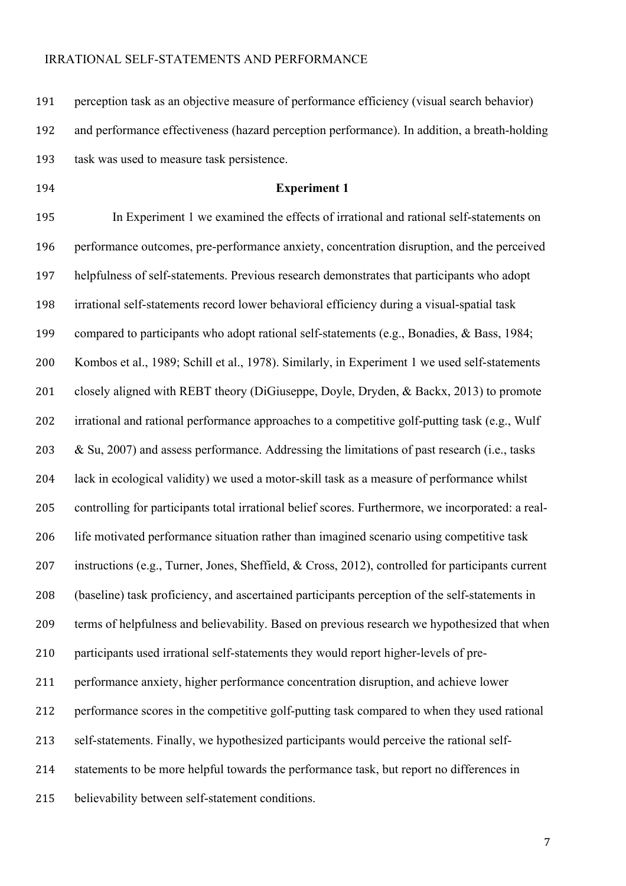perception task as an objective measure of performance efficiency (visual search behavior) and performance effectiveness (hazard perception performance). In addition, a breath-holding task was used to measure task persistence.

## Experiment 1

In Experiment 1 we examined the effects of irrational and rational self-statements on performance outcomes, pre-performance anxiety, concentration disruption, and the perceived helpfulness of self-statements. Previous research demonstrates that participants who adopt irrational self-statements record lower behavioral efficiency during a visual-spatial task compared to participants who adopt rational self-statements (e.g., Bonadies, & Bass, 1984; Kombos et al., 1989; Schill et al., 1978). Similarly, in Experiment 1 we used self-statements closely aligned with REBT theory (DiGiuseppe, Doyle, Dryden, & Backx, 2013) to promote irrational and rational performance approaches to a competitive golf-putting task (e.g., Wulf & Su, 2007) and assess performance. Addressing the limitations of past research (i.e., tasks lack in ecological validity) we used a motor-skill task as a measure of performance whilst controlling for participants total irrational belief scores. Furthermore, we incorporated: a real-life motivated performance situation rather than imagined scenario using competitive task instructions (e.g., Turner, Jones, Sheffield, & Cross, 2012), controlled for participants current (baseline) task proficiency, and ascertained participants perception of the self-statements in terms of helpfulness and believability. Based on previous research we hypothesized that when participants used irrational self-statements they would report higher-levels of pre-performance anxiety, higher performance concentration disruption, and achieve lower performance scores in the competitive golf-putting task compared to when they used rational self-statements. Finally, we hypothesized participants would perceive the rational self-statements to be more helpful towards the performance task, but report no differences in believability between self-statement conditions.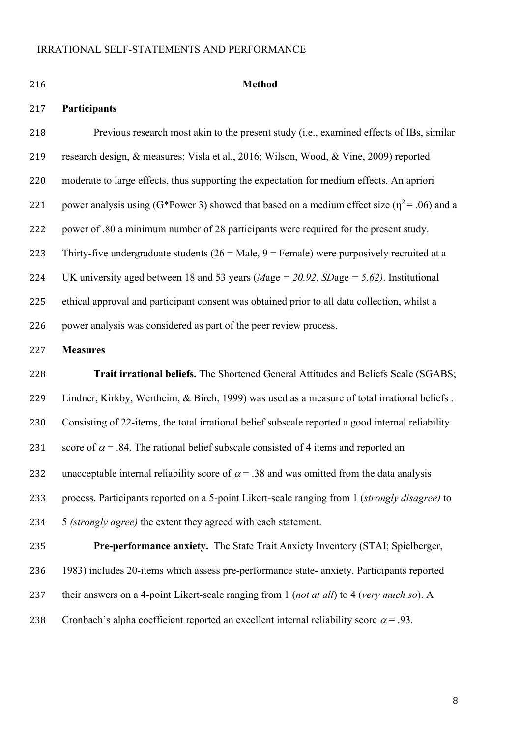## Method

### Participants

Previous research most akin to the present study (i.e., examined effects of IBs, similar research design, & measures; Visla et al., 2016; Wilson, Wood, & Vine, 2009) reported moderate to large effects, thus supporting the expectation for medium effects. An apriori power analysis using (G*Power 3) showed that based on a medium effect size ($\eta^2 = .06$) and a power of .80 a minimum number of 28 participants were required for the present study. Thirty-five undergraduate students (26 = Male, 9 = Female) were purposively recruited at a UK university aged between 18 and 53 years (*M*age *= 20.92, SD*age *= 5.62)*. Institutional ethical approval and participant consent was obtained prior to all data collection, whilst a power analysis was considered as part of the peer review process.

### Measures

**Trait irrational beliefs.** The Shortened General Attitudes and Beliefs Scale (SGABS; Lindner, Kirkby, Wertheim, & Birch, 1999) was used as a measure of total irrational beliefs . Consisting of 22-items, the total irrational belief subscale reported a good internal reliability score of $\alpha = .84$. The rational belief subscale consisted of 4 items and reported an unacceptable internal reliability score of $\alpha = .38$ and was omitted from the data analysis process. Participants reported on a 5-point Likert-scale ranging from 1 (*strongly disagree)* to 5 *(strongly agree)* the extent they agreed with each statement.

**Pre-performance anxiety.** The State Trait Anxiety Inventory (STAI; Spielberger, 1983) includes 20-items which assess pre-performance state- anxiety. Participants reported their answers on a 4-point Likert-scale ranging from 1 (*not at all*) to 4 (*very much so*). A Cronbach's alpha coefficient reported an excellent internal reliability score $\alpha = .93$.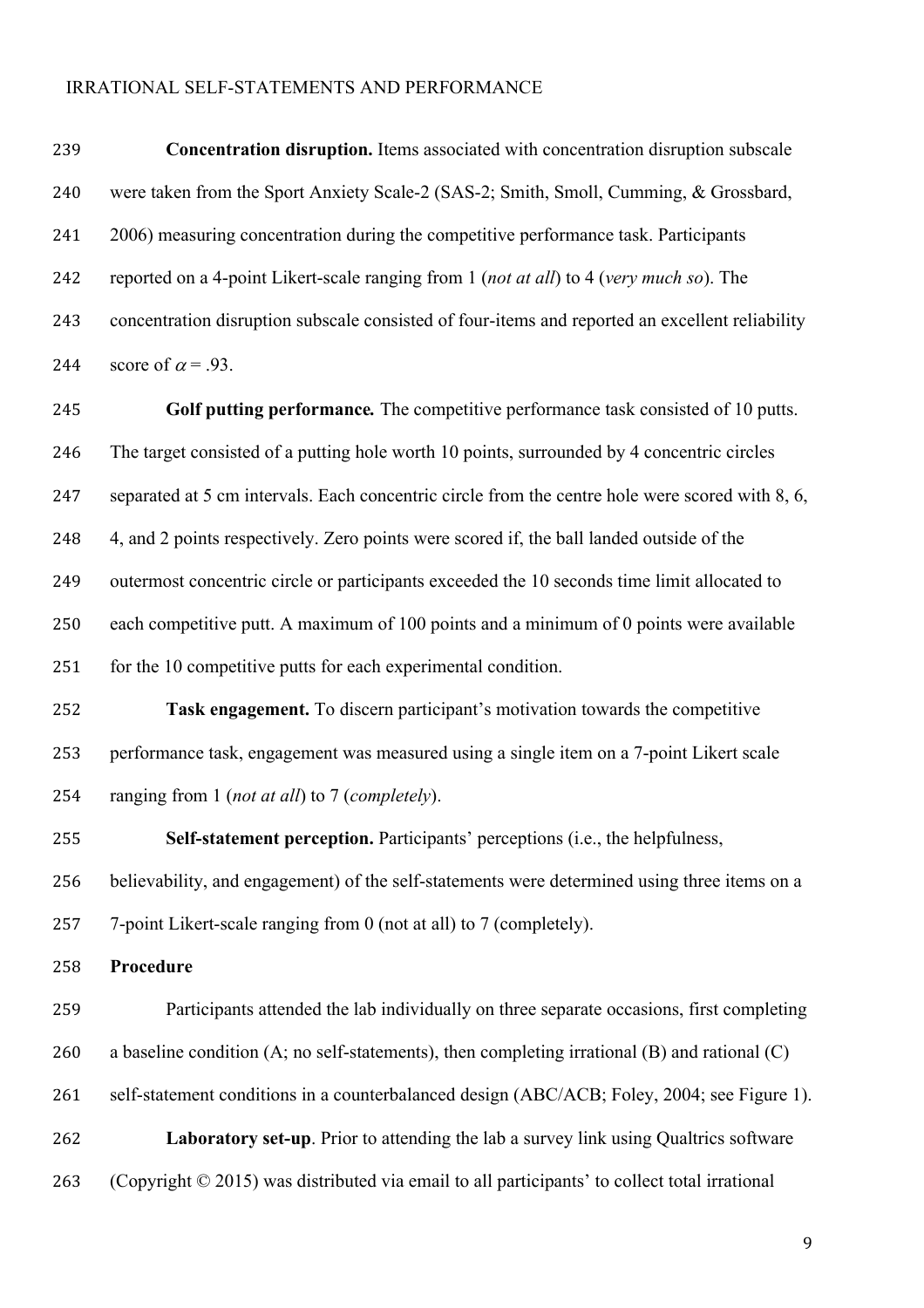**Concentration disruption.** Items associated with concentration disruption subscale were taken from the Sport Anxiety Scale-2 (SAS-2; Smith, Smoll, Cumming, & Grossbard, 2006) measuring concentration during the competitive performance task. Participants reported on a 4-point Likert-scale ranging from 1 (*not at all*) to 4 (*very much so*). The concentration disruption subscale consisted of four-items and reported an excellent reliability score of $\alpha = .93$.

***Golf putting performance.*** The competitive performance task consisted of 10 putts. The target consisted of a putting hole worth 10 points, surrounded by 4 concentric circles separated at 5 cm intervals. Each concentric circle from the centre hole were scored with 8, 6, 4, and 2 points respectively. Zero points were scored if, the ball landed outside of the outermost concentric circle or participants exceeded the 10 seconds time limit allocated to each competitive putt. A maximum of 100 points and a minimum of 0 points were available for the 10 competitive putts for each experimental condition.

**Task engagement.** To discern participant's motivation towards the competitive performance task, engagement was measured using a single item on a 7-point Likert scale ranging from 1 (*not at all*) to 7 (*completely*).

**Self-statement perception.** Participants' perceptions (i.e., the helpfulness, believability, and engagement) of the self-statements were determined using three items on a 7-point Likert-scale ranging from 0 (not at all) to 7 (completely).

**Procedure**

Participants attended the lab individually on three separate occasions, first completing a baseline condition (A; no self-statements), then completing irrational (B) and rational (C) self-statement conditions in a counterbalanced design (ABC/ACB; Foley, 2004; see Figure 1).

**Laboratory set-up**. Prior to attending the lab a survey link using Qualtrics software (Copyright © 2015) was distributed via email to all participants' to collect total irrational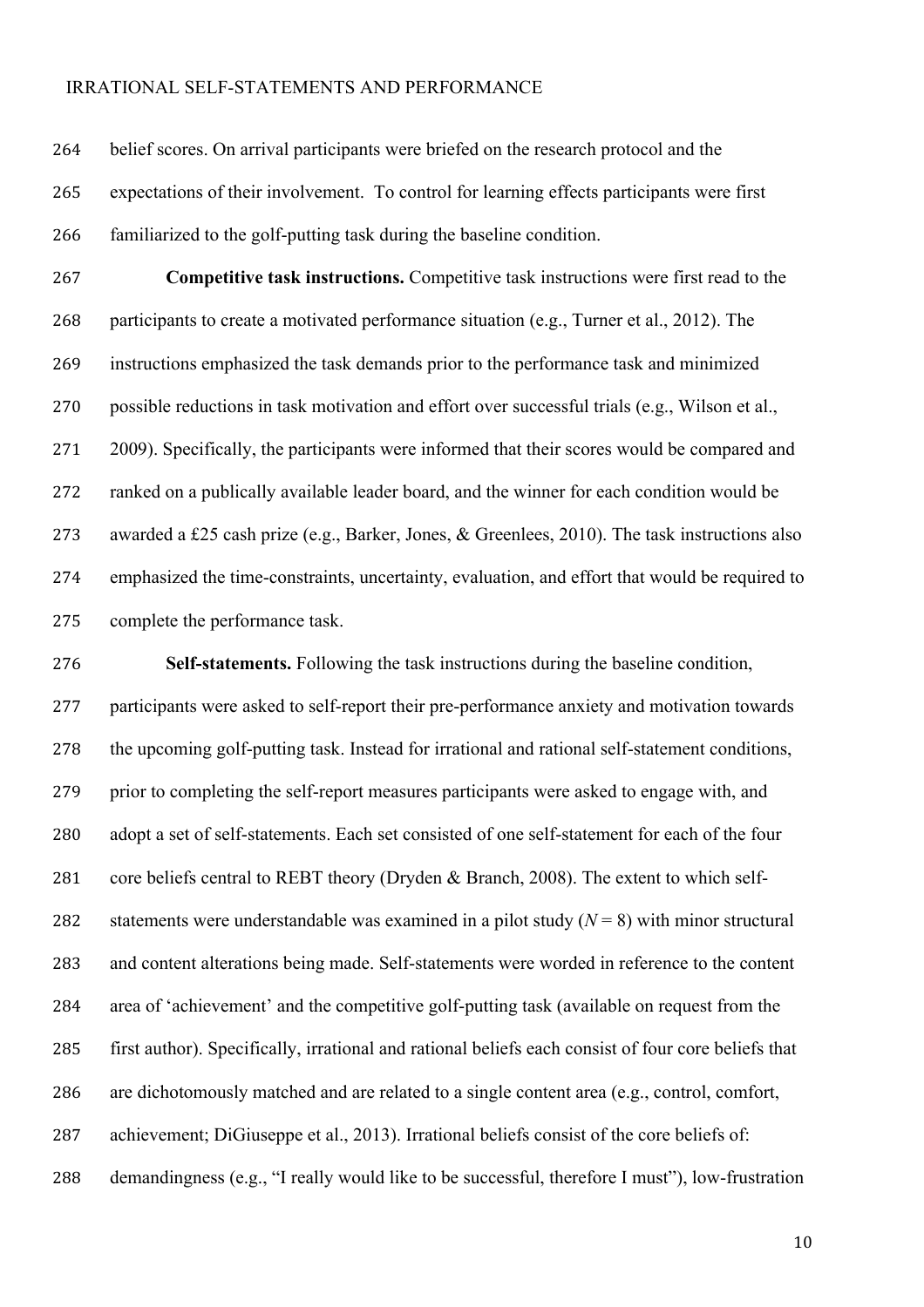belief scores. On arrival participants were briefed on the research protocol and the expectations of their involvement. To control for learning effects participants were first familiarized to the golf-putting task during the baseline condition.

**Competitive task instructions.** Competitive task instructions were first read to the participants to create a motivated performance situation (e.g., Turner et al., 2012). The instructions emphasized the task demands prior to the performance task and minimized possible reductions in task motivation and effort over successful trials (e.g., Wilson et al., 2009). Specifically, the participants were informed that their scores would be compared and ranked on a publically available leader board, and the winner for each condition would be awarded a £25 cash prize (e.g., Barker, Jones, & Greenlees, 2010). The task instructions also emphasized the time-constraints, uncertainty, evaluation, and effort that would be required to complete the performance task.

**Self-statements.** Following the task instructions during the baseline condition, participants were asked to self-report their pre-performance anxiety and motivation towards the upcoming golf-putting task. Instead for irrational and rational self-statement conditions, prior to completing the self-report measures participants were asked to engage with, and adopt a set of self-statements. Each set consisted of one self-statement for each of the four core beliefs central to REBT theory (Dryden & Branch, 2008). The extent to which self-statements were understandable was examined in a pilot study ($N = 8$) with minor structural and content alterations being made. Self-statements were worded in reference to the content area of 'achievement' and the competitive golf-putting task (available on request from the first author). Specifically, irrational and rational beliefs each consist of four core beliefs that are dichotomously matched and are related to a single content area (e.g., control, comfort, achievement; DiGiuseppe et al., 2013). Irrational beliefs consist of the core beliefs of: demandingness (e.g., "I really would like to be successful, therefore I must"), low-frustration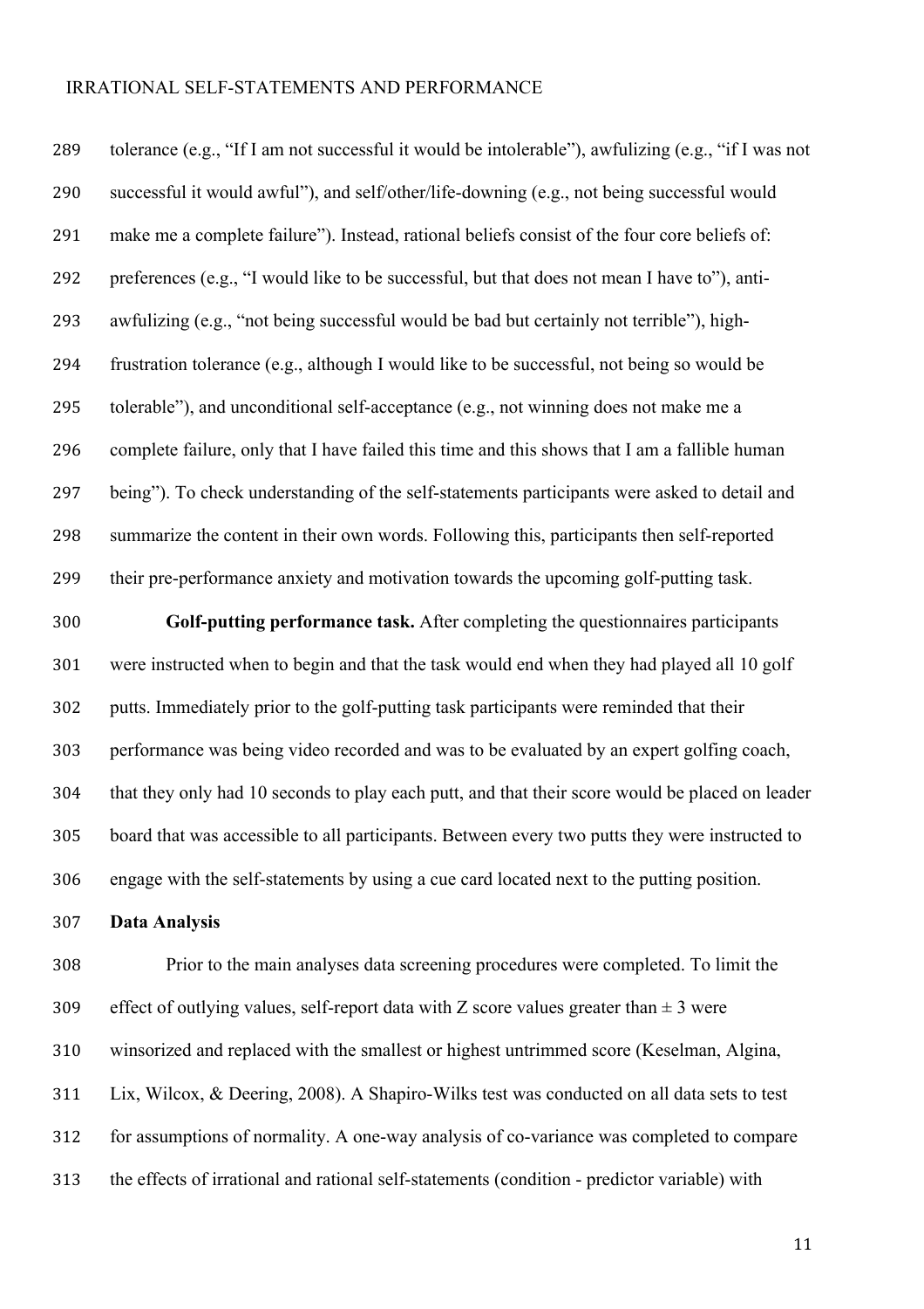tolerance (e.g., "If I am not successful it would be intolerable"), awfulizing (e.g., "if I was not successful it would awful"), and self/other/life-downing (e.g., not being successful would make me a complete failure"). Instead, rational beliefs consist of the four core beliefs of: preferences (e.g., "I would like to be successful, but that does not mean I have to"), anti-awfulizing (e.g., "not being successful would be bad but certainly not terrible"), high-frustration tolerance (e.g., although I would like to be successful, not being so would be tolerable"), and unconditional self-acceptance (e.g., not winning does not make me a complete failure, only that I have failed this time and this shows that I am a fallible human being"). To check understanding of the self-statements participants were asked to detail and summarize the content in their own words. Following this, participants then self-reported their pre-performance anxiety and motivation towards the upcoming golf-putting task.

**Golf-putting performance task.** After completing the questionnaires participants were instructed when to begin and that the task would end when they had played all 10 golf putts. Immediately prior to the golf-putting task participants were reminded that their performance was being video recorded and was to be evaluated by an expert golfing coach, that they only had 10 seconds to play each putt, and that their score would be placed on leader board that was accessible to all participants. Between every two putts they were instructed to engage with the self-statements by using a cue card located next to the putting position.

**Data Analysis**

Prior to the main analyses data screening procedures were completed. To limit the effect of outlying values, self-report data with Z score values greater than $\pm$ 3 were winsorized and replaced with the smallest or highest untrimmed score (Keselman, Algina, Lix, Wilcox, & Deering, 2008). A Shapiro-Wilks test was conducted on all data sets to test for assumptions of normality. A one-way analysis of co-variance was completed to compare the effects of irrational and rational self-statements (condition - predictor variable) with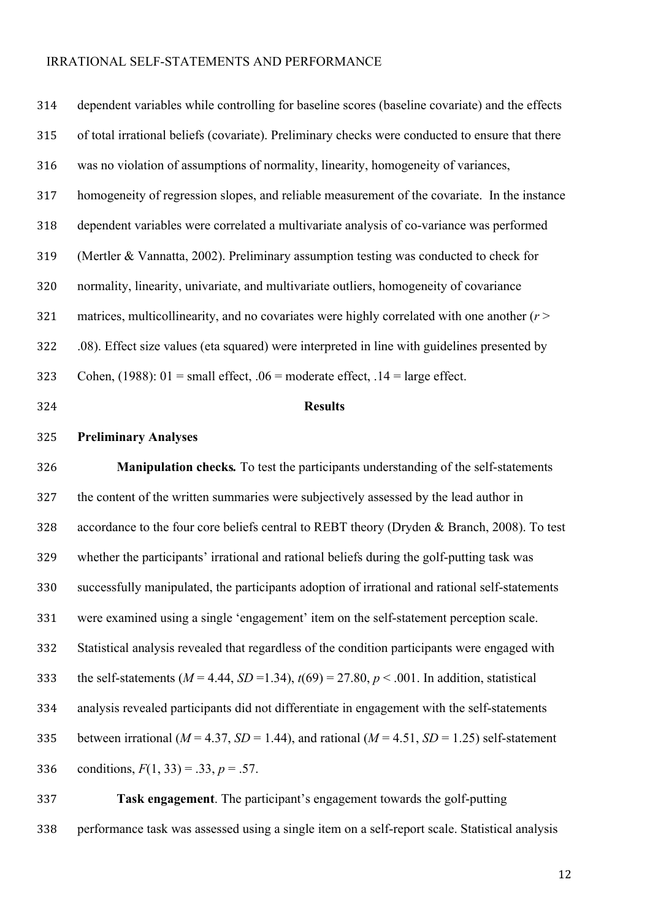dependent variables while controlling for baseline scores (baseline covariate) and the effects of total irrational beliefs (covariate). Preliminary checks were conducted to ensure that there was no violation of assumptions of normality, linearity, homogeneity of variances, homogeneity of regression slopes, and reliable measurement of the covariate. In the instance dependent variables were correlated a multivariate analysis of co-variance was performed (Mertler & Vannatta, 2002). Preliminary assumption testing was conducted to check for normality, linearity, univariate, and multivariate outliers, homogeneity of covariance matrices, multicollinearity, and no covariates were highly correlated with one another ($r >$ .08). Effect size values (eta squared) were interpreted in line with guidelines presented by Cohen, (1988): 01 = small effect, .06 = moderate effect, .14 = large effect.

## Results

### Preliminary Analyses

**Manipulation checks.** To test the participants understanding of the self-statements the content of the written summaries were subjectively assessed by the lead author in accordance to the four core beliefs central to REBT theory (Dryden & Branch, 2008). To test whether the participants' irrational and rational beliefs during the golf-putting task was successfully manipulated, the participants adoption of irrational and rational self-statements were examined using a single 'engagement' item on the self-statement perception scale. Statistical analysis revealed that regardless of the condition participants were engaged with the self-statements ($M$ = 4.44, $SD$ =1.34), $t(69) = 27.80$, $p < .001$. In addition, statistical analysis revealed participants did not differentiate in engagement with the self-statements between irrational ($M$ = 4.37, $SD$ = 1.44), and rational ($M$ = 4.51, $SD$ = 1.25) self-statement conditions, $F(1, 33) = .33$, $p = .57$.

**Task engagement**. The participant's engagement towards the golf-putting performance task was assessed using a single item on a self-report scale. Statistical analysis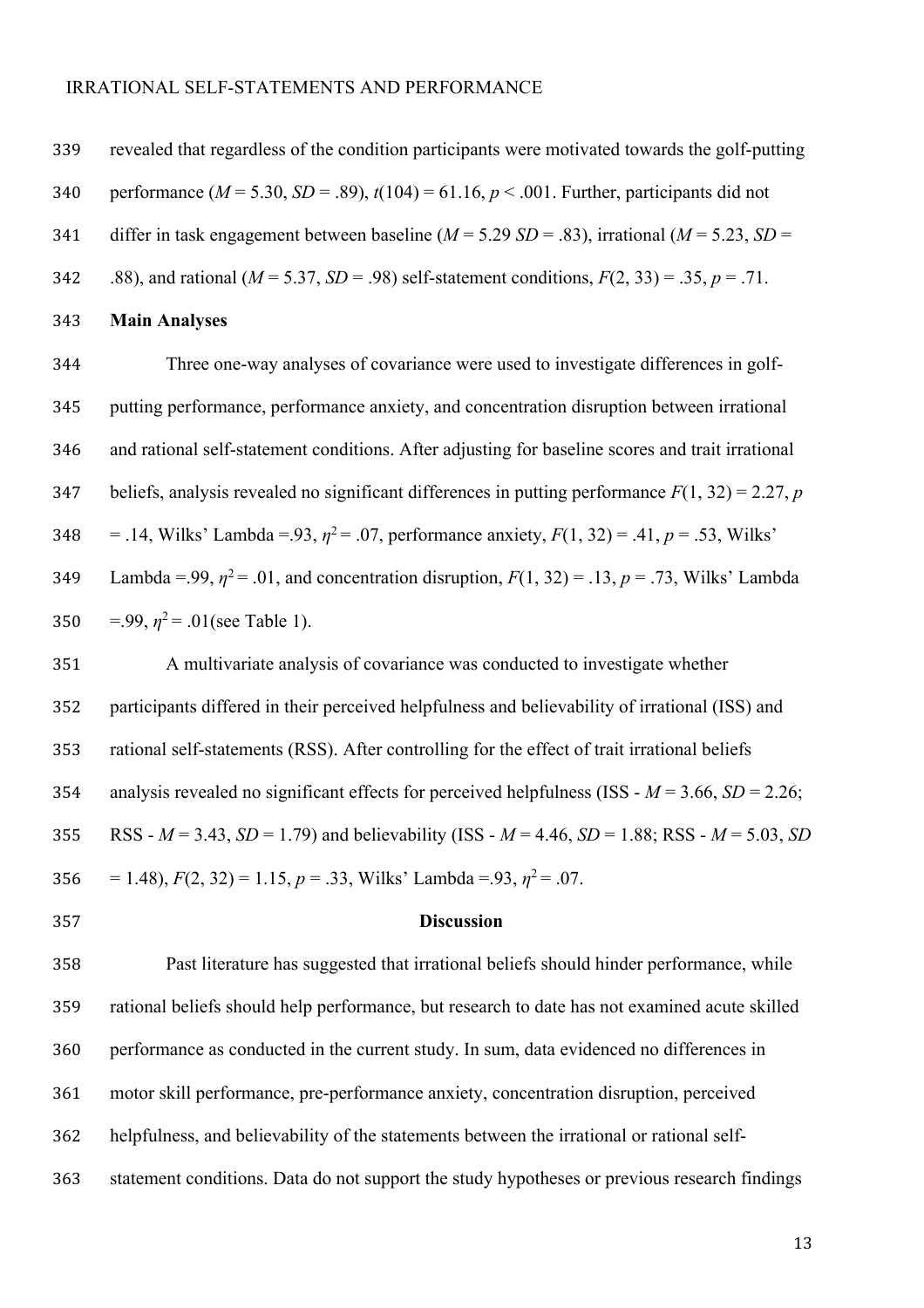revealed that regardless of the condition participants were motivated towards the golf-putting performance ($M$ = 5.30, $SD$ = .89), $t(104) = 61.16$, $p < .001$. Further, participants did not differ in task engagement between baseline ($M$ = 5.29 $SD$ = .83), irrational ($M$ = 5.23, $SD$ = .88), and rational ($M$ = 5.37, $SD$ = .98) self-statement conditions, $F(2, 33) = .35$, $p = .71$.

**Main Analyses**

Three one-way analyses of covariance were used to investigate differences in golf-putting performance, performance anxiety, and concentration disruption between irrational and rational self-statement conditions. After adjusting for baseline scores and trait irrational beliefs, analysis revealed no significant differences in putting performance $F(1, 32) = 2.27$, $p = .14$, Wilks' Lambda =.93, $\eta^2 = .07$, performance anxiety, $F(1, 32) = .41$, $p = .53$, Wilks' Lambda =.99, $\eta^2 = .01$, and concentration disruption, $F(1, 32) = .13$, $p = .73$, Wilks' Lambda =.99, $\eta^2 = .01$(see Table 1).

A multivariate analysis of covariance was conducted to investigate whether participants differed in their perceived helpfulness and believability of irrational (ISS) and rational self-statements (RSS). After controlling for the effect of trait irrational beliefs analysis revealed no significant effects for perceived helpfulness (ISS - $M$ = 3.66, $SD$ = 2.26; RSS - $M$ = 3.43, $SD$ = 1.79) and believability (ISS - $M$ = 4.46, $SD$ = 1.88; RSS - $M$ = 5.03, $SD$ = 1.48), $F(2, 32) = 1.15$, $p = .33$, Wilks' Lambda =.93, $\eta^2 = .07$.

## Discussion

Past literature has suggested that irrational beliefs should hinder performance, while rational beliefs should help performance, but research to date has not examined acute skilled performance as conducted in the current study. In sum, data evidenced no differences in motor skill performance, pre-performance anxiety, concentration disruption, perceived helpfulness, and believability of the statements between the irrational or rational self-statement conditions. Data do not support the study hypotheses or previous research findings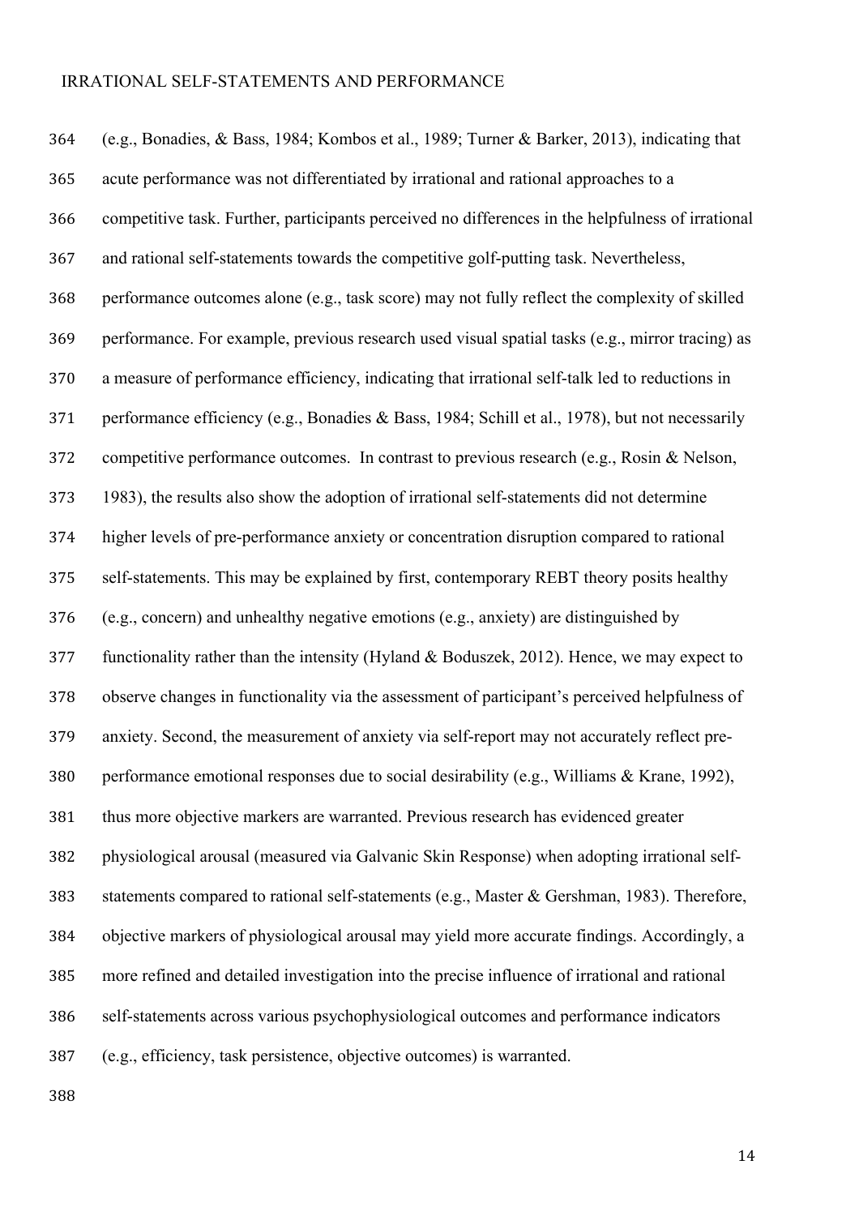(e.g., Bonadies, & Bass, 1984; Kombos et al., 1989; Turner & Barker, 2013), indicating that acute performance was not differentiated by irrational and rational approaches to a competitive task. Further, participants perceived no differences in the helpfulness of irrational and rational self-statements towards the competitive golf-putting task. Nevertheless, performance outcomes alone (e.g., task score) may not fully reflect the complexity of skilled performance. For example, previous research used visual spatial tasks (e.g., mirror tracing) as a measure of performance efficiency, indicating that irrational self-talk led to reductions in performance efficiency (e.g., Bonadies & Bass, 1984; Schill et al., 1978), but not necessarily competitive performance outcomes. In contrast to previous research (e.g., Rosin & Nelson, 1983), the results also show the adoption of irrational self-statements did not determine higher levels of pre-performance anxiety or concentration disruption compared to rational self-statements. This may be explained by first, contemporary REBT theory posits healthy (e.g., concern) and unhealthy negative emotions (e.g., anxiety) are distinguished by functionality rather than the intensity (Hyland & Boduszek, 2012). Hence, we may expect to observe changes in functionality via the assessment of participant's perceived helpfulness of anxiety. Second, the measurement of anxiety via self-report may not accurately reflect pre-performance emotional responses due to social desirability (e.g., Williams & Krane, 1992), thus more objective markers are warranted. Previous research has evidenced greater physiological arousal (measured via Galvanic Skin Response) when adopting irrational self-statements compared to rational self-statements (e.g., Master & Gershman, 1983). Therefore, objective markers of physiological arousal may yield more accurate findings. Accordingly, a more refined and detailed investigation into the precise influence of irrational and rational self-statements across various psychophysiological outcomes and performance indicators (e.g., efficiency, task persistence, objective outcomes) is warranted.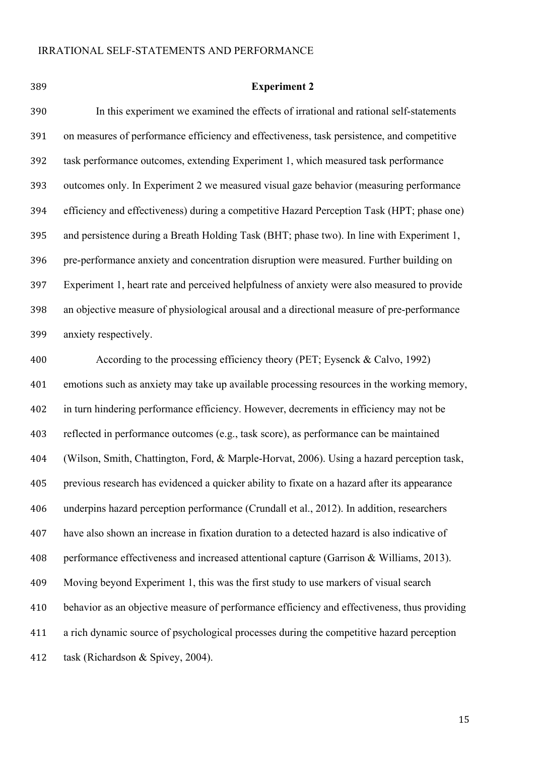## Experiment 2

In this experiment we examined the effects of irrational and rational self-statements on measures of performance efficiency and effectiveness, task persistence, and competitive task performance outcomes, extending Experiment 1, which measured task performance outcomes only. In Experiment 2 we measured visual gaze behavior (measuring performance efficiency and effectiveness) during a competitive Hazard Perception Task (HPT; phase one) and persistence during a Breath Holding Task (BHT; phase two). In line with Experiment 1, pre-performance anxiety and concentration disruption were measured. Further building on Experiment 1, heart rate and perceived helpfulness of anxiety were also measured to provide an objective measure of physiological arousal and a directional measure of pre-performance anxiety respectively.

According to the processing efficiency theory (PET; Eysenck & Calvo, 1992) emotions such as anxiety may take up available processing resources in the working memory, in turn hindering performance efficiency. However, decrements in efficiency may not be reflected in performance outcomes (e.g., task score), as performance can be maintained (Wilson, Smith, Chattington, Ford, & Marple-Horvat, 2006). Using a hazard perception task, previous research has evidenced a quicker ability to fixate on a hazard after its appearance underpins hazard perception performance (Crundall et al., 2012). In addition, researchers have also shown an increase in fixation duration to a detected hazard is also indicative of performance effectiveness and increased attentional capture (Garrison & Williams, 2013). Moving beyond Experiment 1, this was the first study to use markers of visual search behavior as an objective measure of performance efficiency and effectiveness, thus providing a rich dynamic source of psychological processes during the competitive hazard perception task (Richardson & Spivey, 2004).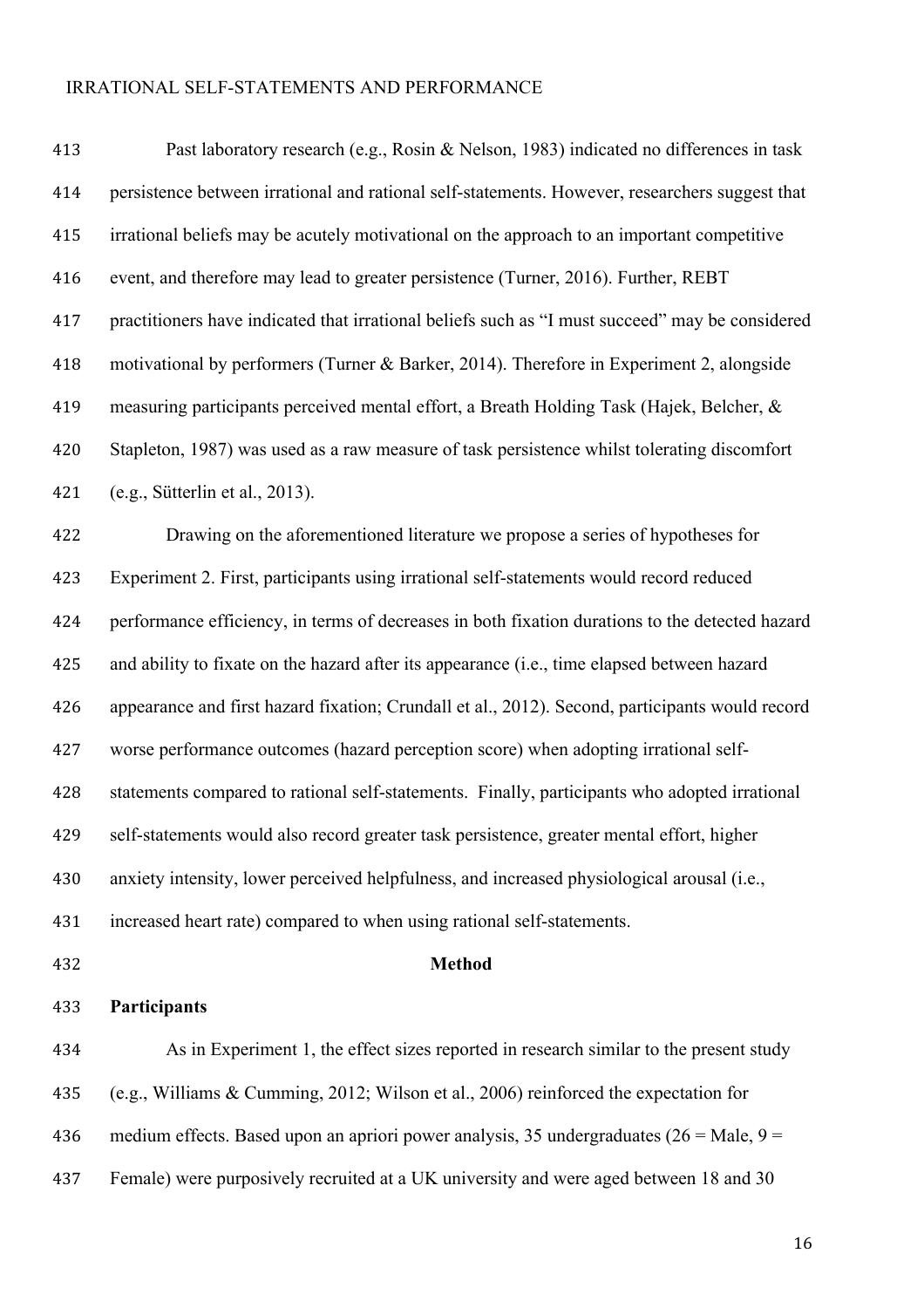Past laboratory research (e.g., Rosin & Nelson, 1983) indicated no differences in task persistence between irrational and rational self-statements. However, researchers suggest that irrational beliefs may be acutely motivational on the approach to an important competitive event, and therefore may lead to greater persistence (Turner, 2016). Further, REBT practitioners have indicated that irrational beliefs such as "I must succeed" may be considered motivational by performers (Turner & Barker, 2014). Therefore in Experiment 2, alongside measuring participants perceived mental effort, a Breath Holding Task (Hajek, Belcher, & Stapleton, 1987) was used as a raw measure of task persistence whilst tolerating discomfort (e.g., Sütterlin et al., 2013).

Drawing on the aforementioned literature we propose a series of hypotheses for Experiment 2. First, participants using irrational self-statements would record reduced performance efficiency, in terms of decreases in both fixation durations to the detected hazard and ability to fixate on the hazard after its appearance (i.e., time elapsed between hazard appearance and first hazard fixation; Crundall et al., 2012). Second, participants would record worse performance outcomes (hazard perception score) when adopting irrational self-statements compared to rational self-statements. Finally, participants who adopted irrational self-statements would also record greater task persistence, greater mental effort, higher anxiety intensity, lower perceived helpfulness, and increased physiological arousal (i.e., increased heart rate) compared to when using rational self-statements.

## Method

### Participants

As in Experiment 1, the effect sizes reported in research similar to the present study (e.g., Williams & Cumming, 2012; Wilson et al., 2006) reinforced the expectation for medium effects. Based upon an apriori power analysis, 35 undergraduates (26 = Male, 9 = Female) were purposively recruited at a UK university and were aged between 18 and 30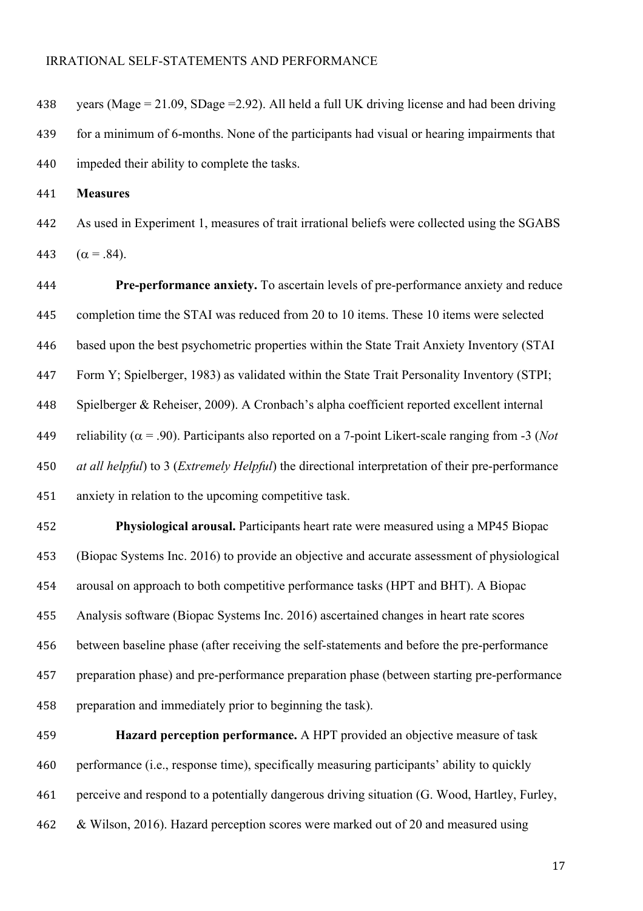years (Mage = 21.09, SDage =2.92). All held a full UK driving license and had been driving for a minimum of 6-months. None of the participants had visual or hearing impairments that impeded their ability to complete the tasks.

**Measures**

As used in Experiment 1, measures of trait irrational beliefs were collected using the SGABS ($\alpha$ = .84).

**Pre-performance anxiety.** To ascertain levels of pre-performance anxiety and reduce completion time the STAI was reduced from 20 to 10 items. These 10 items were selected based upon the best psychometric properties within the State Trait Anxiety Inventory (STAI Form Y; Spielberger, 1983) as validated within the State Trait Personality Inventory (STPI; Spielberger & Reheiser, 2009). A Cronbach's alpha coefficient reported excellent internal reliability ($\alpha$ = .90). Participants also reported on a 7-point Likert-scale ranging from -3 (*Not at all helpful*) to 3 (*Extremely Helpful*) the directional interpretation of their pre-performance anxiety in relation to the upcoming competitive task.

**Physiological arousal.** Participants heart rate were measured using a MP45 Biopac (Biopac Systems Inc. 2016) to provide an objective and accurate assessment of physiological arousal on approach to both competitive performance tasks (HPT and BHT). A Biopac Analysis software (Biopac Systems Inc. 2016) ascertained changes in heart rate scores between baseline phase (after receiving the self-statements and before the pre-performance preparation phase) and pre-performance preparation phase (between starting pre-performance preparation and immediately prior to beginning the task).

**Hazard perception performance.** A HPT provided an objective measure of task performance (i.e., response time), specifically measuring participants' ability to quickly perceive and respond to a potentially dangerous driving situation (G. Wood, Hartley, Furley, & Wilson, 2016). Hazard perception scores were marked out of 20 and measured using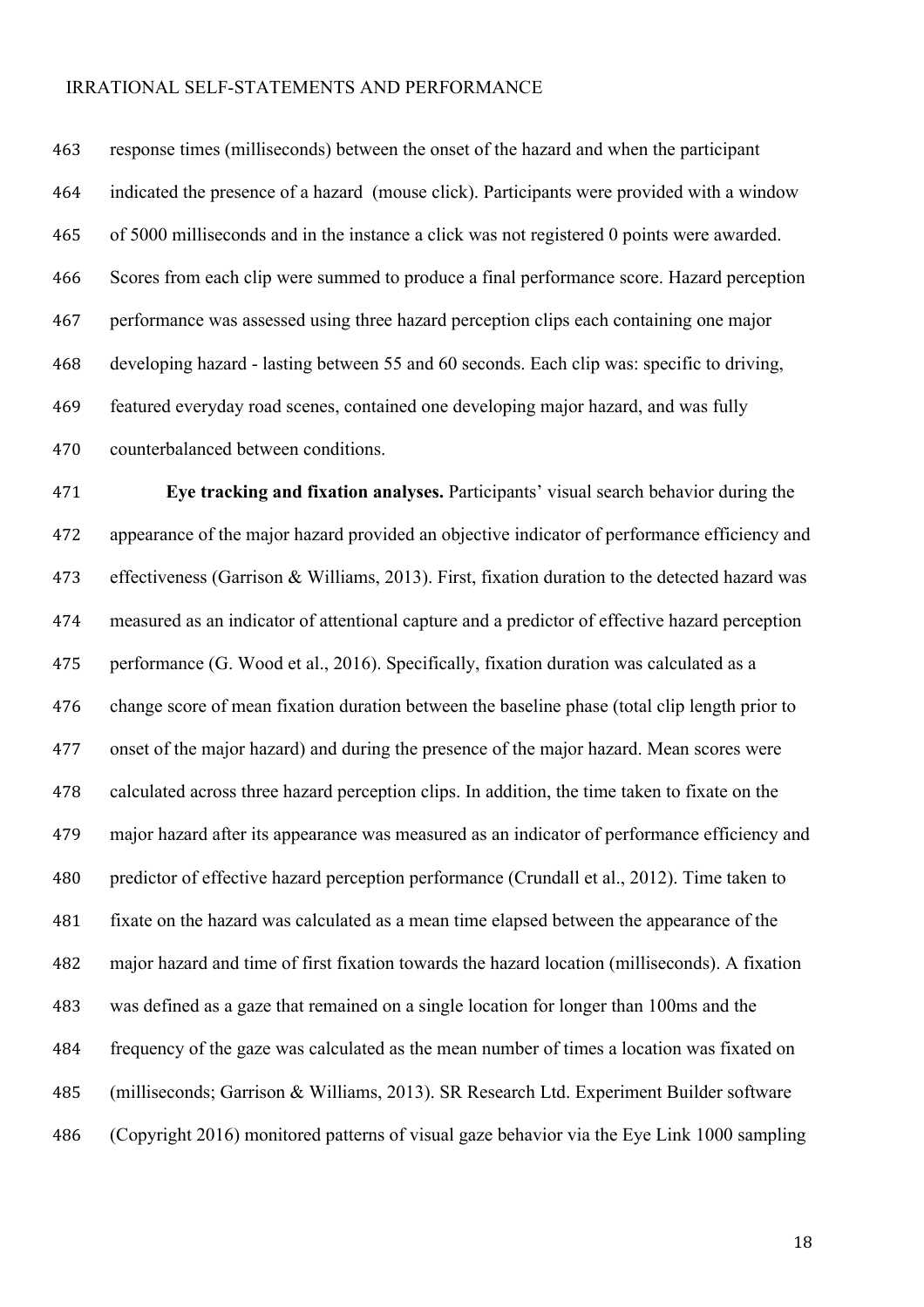response times (milliseconds) between the onset of the hazard and when the participant indicated the presence of a hazard (mouse click). Participants were provided with a window of 5000 milliseconds and in the instance a click was not registered 0 points were awarded. Scores from each clip were summed to produce a final performance score. Hazard perception performance was assessed using three hazard perception clips each containing one major developing hazard - lasting between 55 and 60 seconds. Each clip was: specific to driving, featured everyday road scenes, contained one developing major hazard, and was fully counterbalanced between conditions.

**Eye tracking and fixation analyses.** Participants' visual search behavior during the appearance of the major hazard provided an objective indicator of performance efficiency and effectiveness (Garrison & Williams, 2013). First, fixation duration to the detected hazard was measured as an indicator of attentional capture and a predictor of effective hazard perception performance (G. Wood et al., 2016). Specifically, fixation duration was calculated as a change score of mean fixation duration between the baseline phase (total clip length prior to onset of the major hazard) and during the presence of the major hazard. Mean scores were calculated across three hazard perception clips. In addition, the time taken to fixate on the major hazard after its appearance was measured as an indicator of performance efficiency and predictor of effective hazard perception performance (Crundall et al., 2012). Time taken to fixate on the hazard was calculated as a mean time elapsed between the appearance of the major hazard and time of first fixation towards the hazard location (milliseconds). A fixation was defined as a gaze that remained on a single location for longer than 100ms and the frequency of the gaze was calculated as the mean number of times a location was fixated on (milliseconds; Garrison & Williams, 2013). SR Research Ltd. Experiment Builder software (Copyright 2016) monitored patterns of visual gaze behavior via the Eye Link 1000 sampling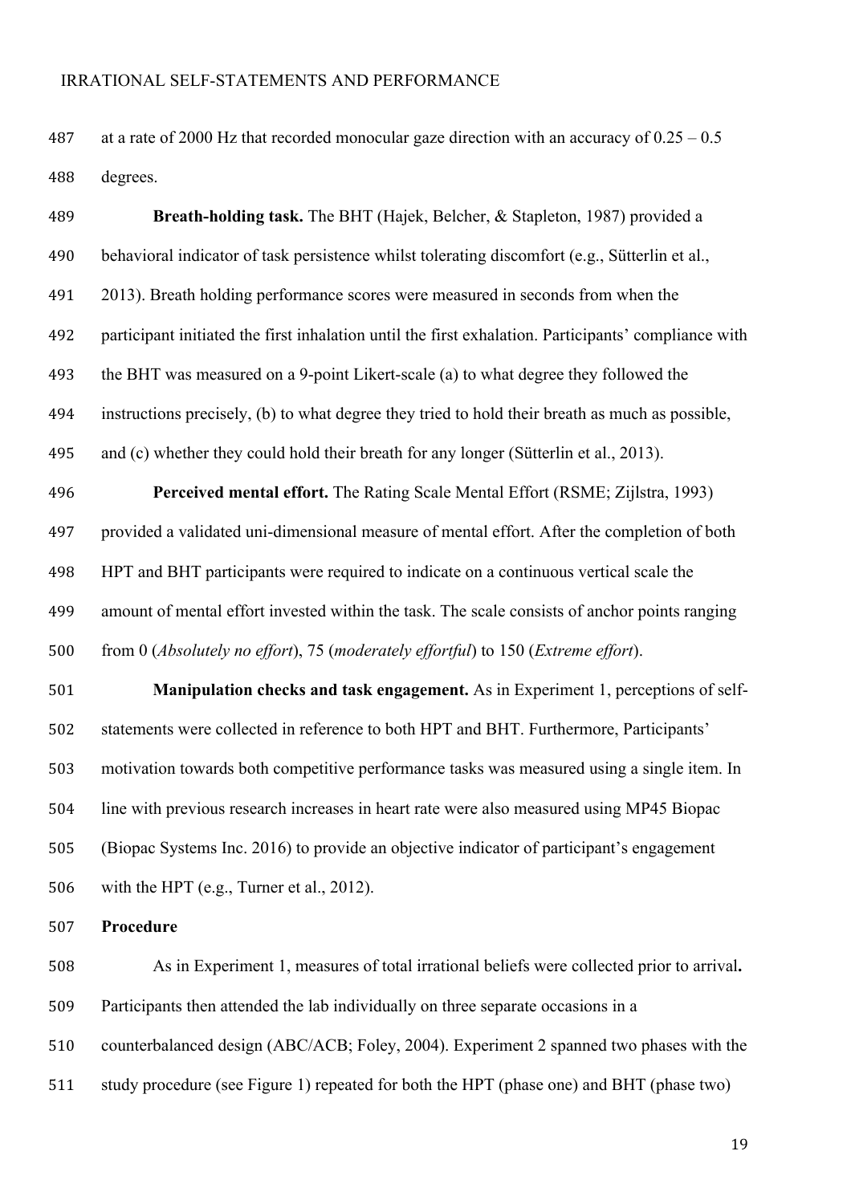at a rate of 2000 Hz that recorded monocular gaze direction with an accuracy of 0.25 – 0.5 degrees.

**Breath-holding task.** The BHT (Hajek, Belcher, & Stapleton, 1987) provided a behavioral indicator of task persistence whilst tolerating discomfort (e.g., Sütterlin et al., 2013). Breath holding performance scores were measured in seconds from when the participant initiated the first inhalation until the first exhalation. Participants' compliance with the BHT was measured on a 9-point Likert-scale (a) to what degree they followed the instructions precisely, (b) to what degree they tried to hold their breath as much as possible, and (c) whether they could hold their breath for any longer (Sütterlin et al., 2013).

**Perceived mental effort.** The Rating Scale Mental Effort (RSME; Zijlstra, 1993) provided a validated uni-dimensional measure of mental effort. After the completion of both HPT and BHT participants were required to indicate on a continuous vertical scale the amount of mental effort invested within the task. The scale consists of anchor points ranging from 0 (*Absolutely no effort*), 75 (*moderately effortful*) to 150 (*Extreme effort*).

**Manipulation checks and task engagement.** As in Experiment 1, perceptions of self-statements were collected in reference to both HPT and BHT. Furthermore, Participants' motivation towards both competitive performance tasks was measured using a single item. In line with previous research increases in heart rate were also measured using MP45 Biopac (Biopac Systems Inc. 2016) to provide an objective indicator of participant's engagement with the HPT (e.g., Turner et al., 2012).

**Procedure**

As in Experiment 1, measures of total irrational beliefs were collected prior to arrival**.** Participants then attended the lab individually on three separate occasions in a counterbalanced design (ABC/ACB; Foley, 2004). Experiment 2 spanned two phases with the study procedure (see Figure 1) repeated for both the HPT (phase one) and BHT (phase two)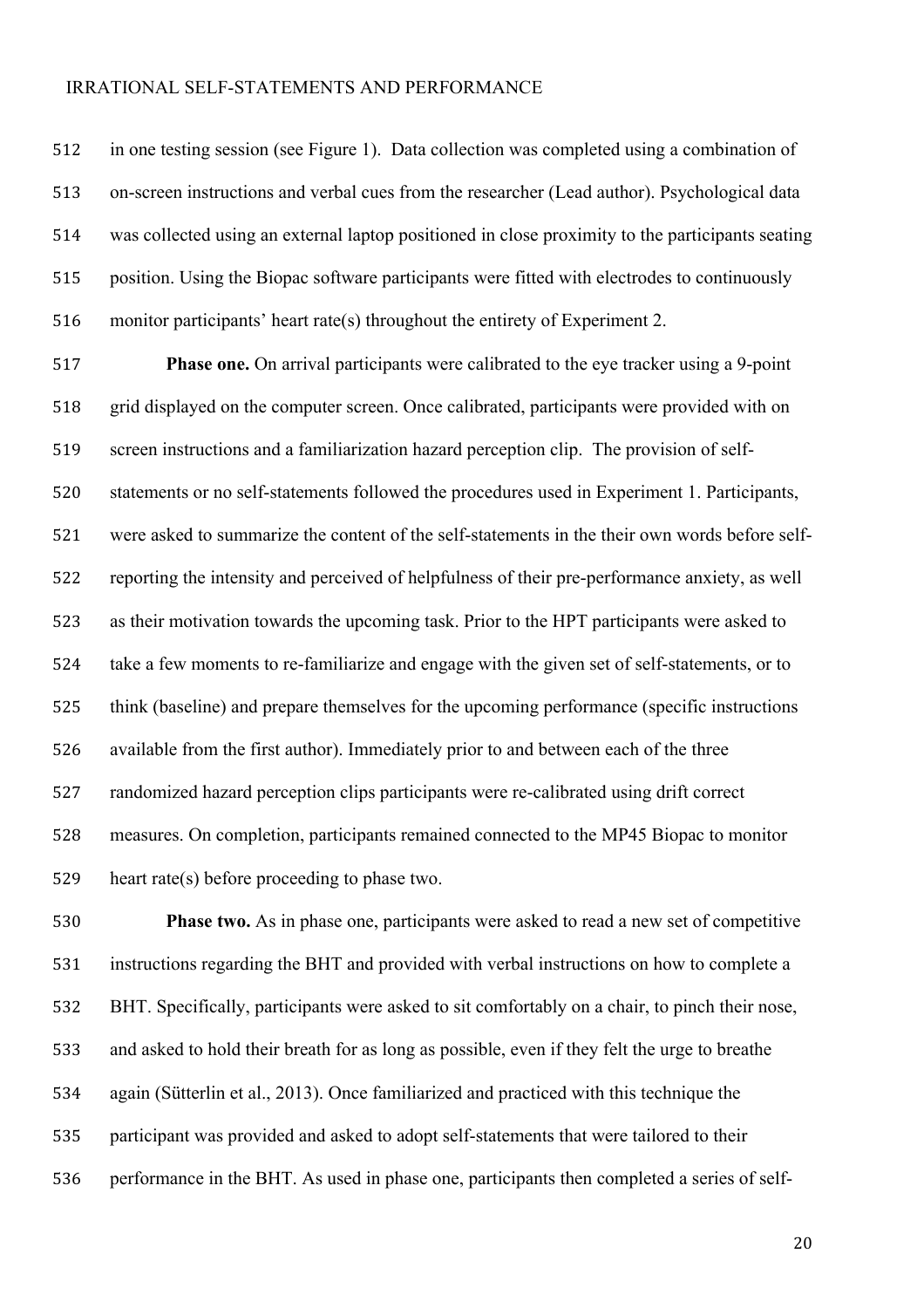in one testing session (see Figure 1). Data collection was completed using a combination of on-screen instructions and verbal cues from the researcher (Lead author). Psychological data was collected using an external laptop positioned in close proximity to the participants seating position. Using the Biopac software participants were fitted with electrodes to continuously monitor participants' heart rate(s) throughout the entirety of Experiment 2.

**Phase one.** On arrival participants were calibrated to the eye tracker using a 9-point grid displayed on the computer screen. Once calibrated, participants were provided with on screen instructions and a familiarization hazard perception clip. The provision of self-statements or no self-statements followed the procedures used in Experiment 1. Participants, were asked to summarize the content of the self-statements in the their own words before self-reporting the intensity and perceived of helpfulness of their pre-performance anxiety, as well as their motivation towards the upcoming task. Prior to the HPT participants were asked to take a few moments to re-familiarize and engage with the given set of self-statements, or to think (baseline) and prepare themselves for the upcoming performance (specific instructions available from the first author). Immediately prior to and between each of the three randomized hazard perception clips participants were re-calibrated using drift correct measures. On completion, participants remained connected to the MP45 Biopac to monitor heart rate(s) before proceeding to phase two.

**Phase two.** As in phase one, participants were asked to read a new set of competitive instructions regarding the BHT and provided with verbal instructions on how to complete a BHT. Specifically, participants were asked to sit comfortably on a chair, to pinch their nose, and asked to hold their breath for as long as possible, even if they felt the urge to breathe again (Sütterlin et al., 2013). Once familiarized and practiced with this technique the participant was provided and asked to adopt self-statements that were tailored to their performance in the BHT. As used in phase one, participants then completed a series of self-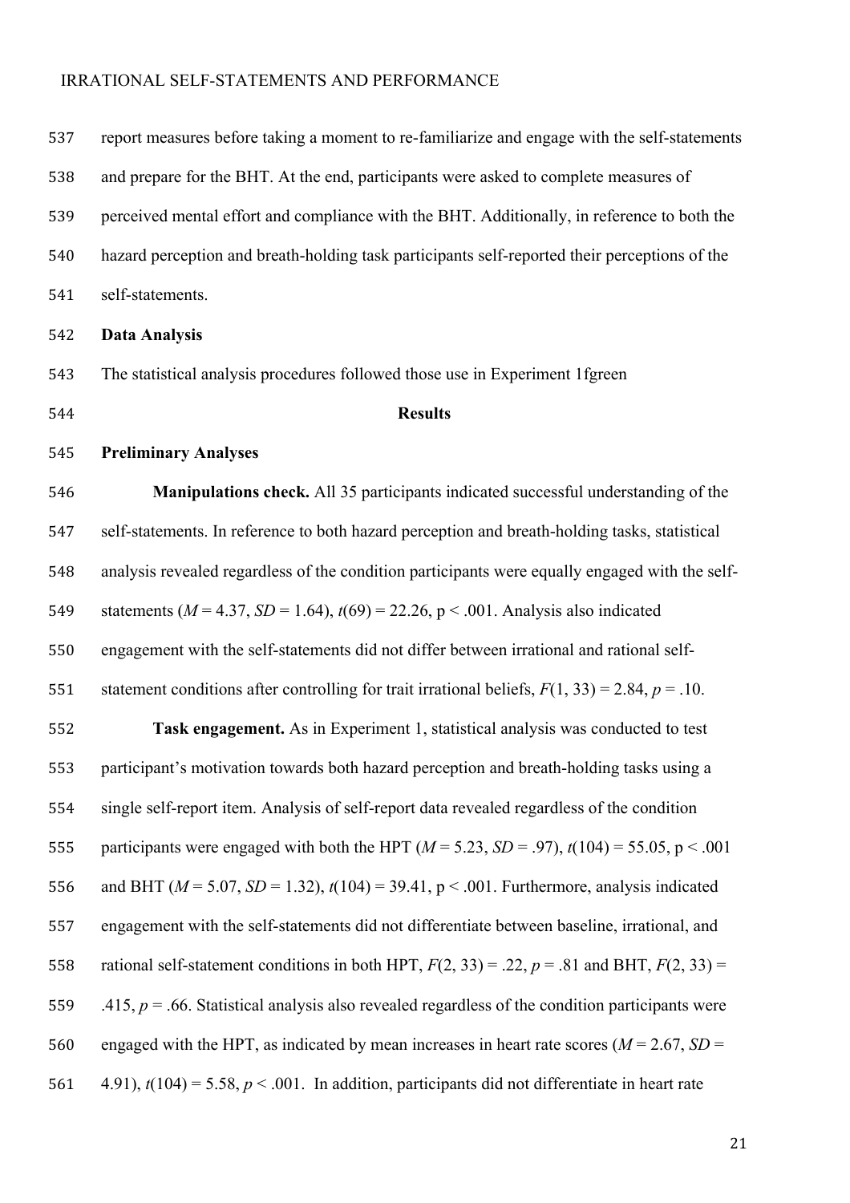report measures before taking a moment to re-familiarize and engage with the self-statements and prepare for the BHT. At the end, participants were asked to complete measures of perceived mental effort and compliance with the BHT. Additionally, in reference to both the hazard perception and breath-holding task participants self-reported their perceptions of the self-statements.

**Data Analysis**

The statistical analysis procedures followed those use in Experiment 1fgreen

**Results**

**Preliminary Analyses**

**Manipulations check.** All 35 participants indicated successful understanding of the self-statements. In reference to both hazard perception and breath-holding tasks, statistical analysis revealed regardless of the condition participants were equally engaged with the self-statements ($M$ = 4.37, $SD$ = 1.64), $t(69) = 22.26$, $p < .001$. Analysis also indicated engagement with the self-statements did not differ between irrational and rational self-statement conditions after controlling for trait irrational beliefs, $F(1, 33) = 2.84$, $p = .10$.

**Task engagement.** As in Experiment 1, statistical analysis was conducted to test participant's motivation towards both hazard perception and breath-holding tasks using a single self-report item. Analysis of self-report data revealed regardless of the condition participants were engaged with both the HPT ($M$ = 5.23, $SD$ = .97), $t(104) = 55.05$, $p < .001$ and BHT ($M$ = 5.07, $SD$ = 1.32), $t(104) = 39.41$, $p < .001$. Furthermore, analysis indicated engagement with the self-statements did not differentiate between baseline, irrational, and rational self-statement conditions in both HPT, $F(2, 33) = .22$, $p = .81$ and BHT, $F(2, 33) = .415$, $p = .66$. Statistical analysis also revealed regardless of the condition participants were engaged with the HPT, as indicated by mean increases in heart rate scores ($M$ = 2.67, $SD$ = 4.91), $t(104) = 5.58$, $p < .001$. In addition, participants did not differentiate in heart rate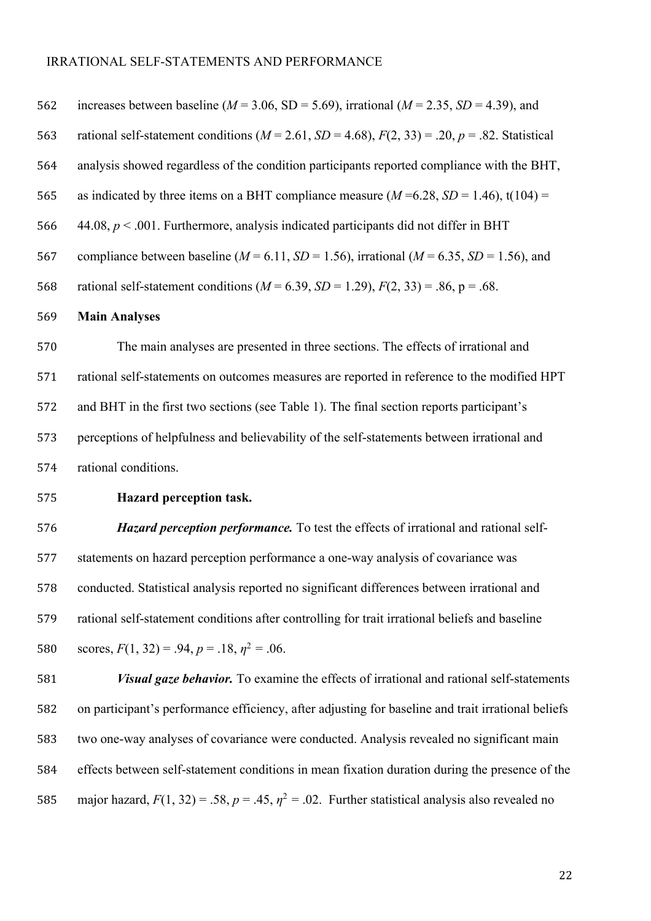increases between baseline ($M$ = 3.06, SD = 5.69), irrational ($M$ = 2.35, $SD$ = 4.39), and rational self-statement conditions ($M$ = 2.61, $SD$ = 4.68), $F(2, 33)$ = .20, $p$ = .82. Statistical analysis showed regardless of the condition participants reported compliance with the BHT, as indicated by three items on a BHT compliance measure ($M$ =6.28, $SD$ = 1.46), t(104) = 44.08, $p$ < .001. Furthermore, analysis indicated participants did not differ in BHT compliance between baseline ($M$ = 6.11, $SD$ = 1.56), irrational ($M$ = 6.35, $SD$ = 1.56), and rational self-statement conditions ($M$ = 6.39, $SD$ = 1.29), $F(2, 33)$ = .86, p = .68.

**Main Analyses**

The main analyses are presented in three sections. The effects of irrational and rational self-statements on outcomes measures are reported in reference to the modified HPT and BHT in the first two sections (see Table 1). The final section reports participant's perceptions of helpfulness and believability of the self-statements between irrational and rational conditions.

**Hazard perception task.**

***Hazard perception performance.*** To test the effects of irrational and rational self-statements on hazard perception performance a one-way analysis of covariance was conducted. Statistical analysis reported no significant differences between irrational and rational self-statement conditions after controlling for trait irrational beliefs and baseline scores, $F(1, 32)$ = .94, $p$ = .18, $\eta^2$ = .06.

***Visual gaze behavior.*** To examine the effects of irrational and rational self-statements on participant's performance efficiency, after adjusting for baseline and trait irrational beliefs two one-way analyses of covariance were conducted. Analysis revealed no significant main effects between self-statement conditions in mean fixation duration during the presence of the major hazard, $F(1, 32)$ = .58, $p$ = .45, $\eta^2$ = .02. Further statistical analysis also revealed no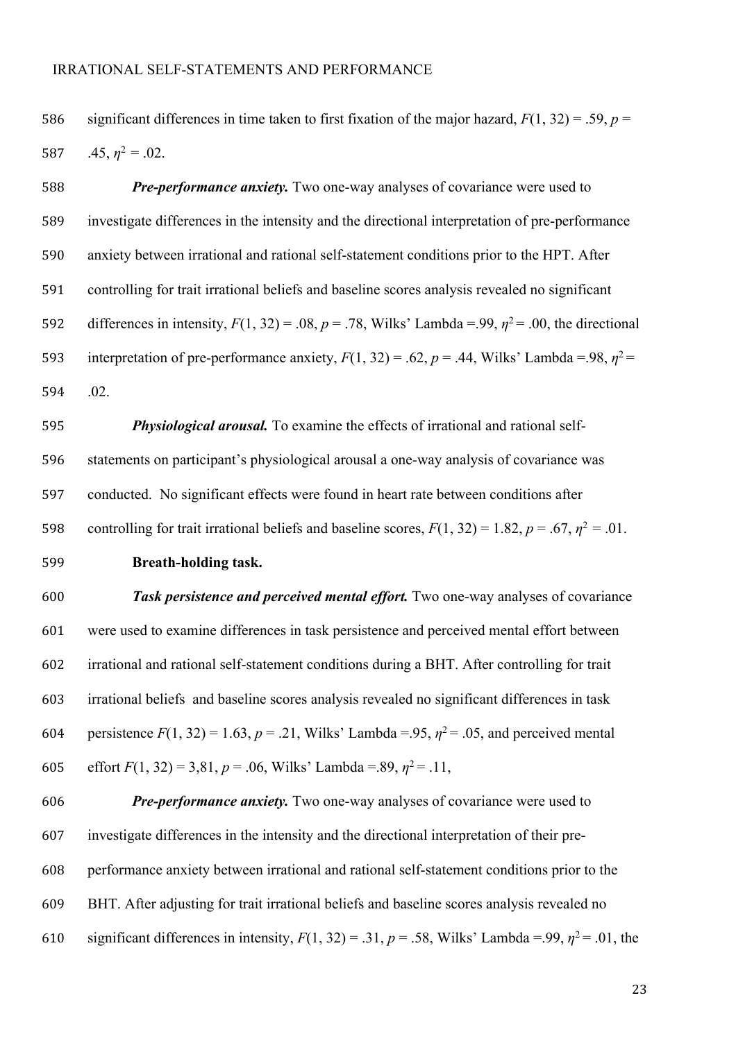significant differences in time taken to first fixation of the major hazard, $F(1, 32) = .59$, $p = .45$, $\eta^2 = .02$.

***Pre-performance anxiety.*** Two one-way analyses of covariance were used to investigate differences in the intensity and the directional interpretation of pre-performance anxiety between irrational and rational self-statement conditions prior to the HPT. After controlling for trait irrational beliefs and baseline scores analysis revealed no significant differences in intensity, $F(1, 32) = .08$, $p = .78$, Wilks' Lambda =.99, $\eta^2 = .00$, the directional interpretation of pre-performance anxiety, $F(1, 32) = .62$, $p = .44$, Wilks' Lambda =.98, $\eta^2 = .02$.

***Physiological arousal.*** To examine the effects of irrational and rational self-statements on participant's physiological arousal a one-way analysis of covariance was conducted. No significant effects were found in heart rate between conditions after controlling for trait irrational beliefs and baseline scores, $F(1, 32) = 1.82$, $p = .67$, $\eta^2 = .01$.

**Breath-holding task.**

***Task persistence and perceived mental effort.*** Two one-way analyses of covariance were used to examine differences in task persistence and perceived mental effort between irrational and rational self-statement conditions during a BHT. After controlling for trait irrational beliefs and baseline scores analysis revealed no significant differences in task persistence $F(1, 32) = 1.63$, $p = .21$, Wilks' Lambda =.95, $\eta^2 = .05$, and perceived mental effort $F(1, 32) = 3,81$, $p = .06$, Wilks' Lambda =.89, $\eta^2 = .11$,

***Pre-performance anxiety.*** Two one-way analyses of covariance were used to investigate differences in the intensity and the directional interpretation of their pre-performance anxiety between irrational and rational self-statement conditions prior to the BHT. After adjusting for trait irrational beliefs and baseline scores analysis revealed no significant differences in intensity, $F(1, 32) = .31$, $p = .58$, Wilks' Lambda =.99, $\eta^2 = .01$, the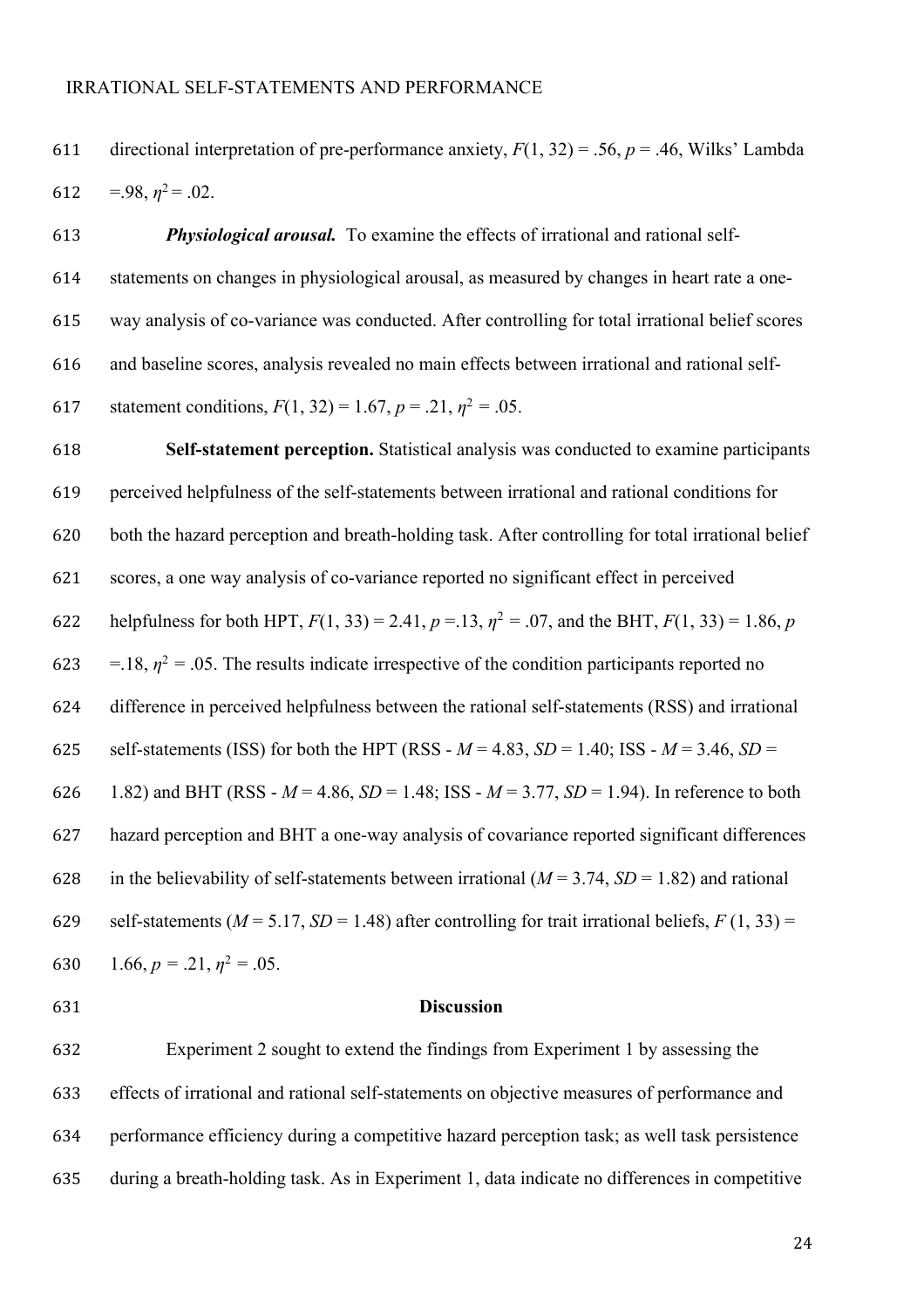directional interpretation of pre-performance anxiety, $F(1, 32) = .56$, $p = .46$, Wilks' Lambda $= .98$, $\eta^2 = .02$.

***Physiological arousal.*** To examine the effects of irrational and rational self-statements on changes in physiological arousal, as measured by changes in heart rate a one-way analysis of co-variance was conducted. After controlling for total irrational belief scores and baseline scores, analysis revealed no main effects between irrational and rational self-statement conditions, $F(1, 32) = 1.67$, $p = .21$, $\eta^2 = .05$.

**Self-statement perception.** Statistical analysis was conducted to examine participants perceived helpfulness of the self-statements between irrational and rational conditions for both the hazard perception and breath-holding task. After controlling for total irrational belief scores, a one way analysis of co-variance reported no significant effect in perceived helpfulness for both HPT, $F(1, 33) = 2.41$, $p = .13$, $\eta^2 = .07$, and the BHT, $F(1, 33) = 1.86$, $p = .18$, $\eta^2 = .05$. The results indicate irrespective of the condition participants reported no difference in perceived helpfulness between the rational self-statements (RSS) and irrational self-statements (ISS) for both the HPT (RSS - $M = 4.83$, $SD = 1.40$; ISS - $M = 3.46$, $SD = 1.82$) and BHT (RSS - $M = 4.86$, $SD = 1.48$; ISS - $M = 3.77$, $SD = 1.94$). In reference to both hazard perception and BHT a one-way analysis of covariance reported significant differences in the believability of self-statements between irrational ($M = 3.74$, $SD = 1.82$) and rational self-statements ($M = 5.17$, $SD = 1.48$) after controlling for trait irrational beliefs, $F(1, 33) = 1.66$, $p = .21$, $\eta^2 = .05$.

## Discussion

Experiment 2 sought to extend the findings from Experiment 1 by assessing the effects of irrational and rational self-statements on objective measures of performance and performance efficiency during a competitive hazard perception task; as well task persistence during a breath-holding task. As in Experiment 1, data indicate no differences in competitive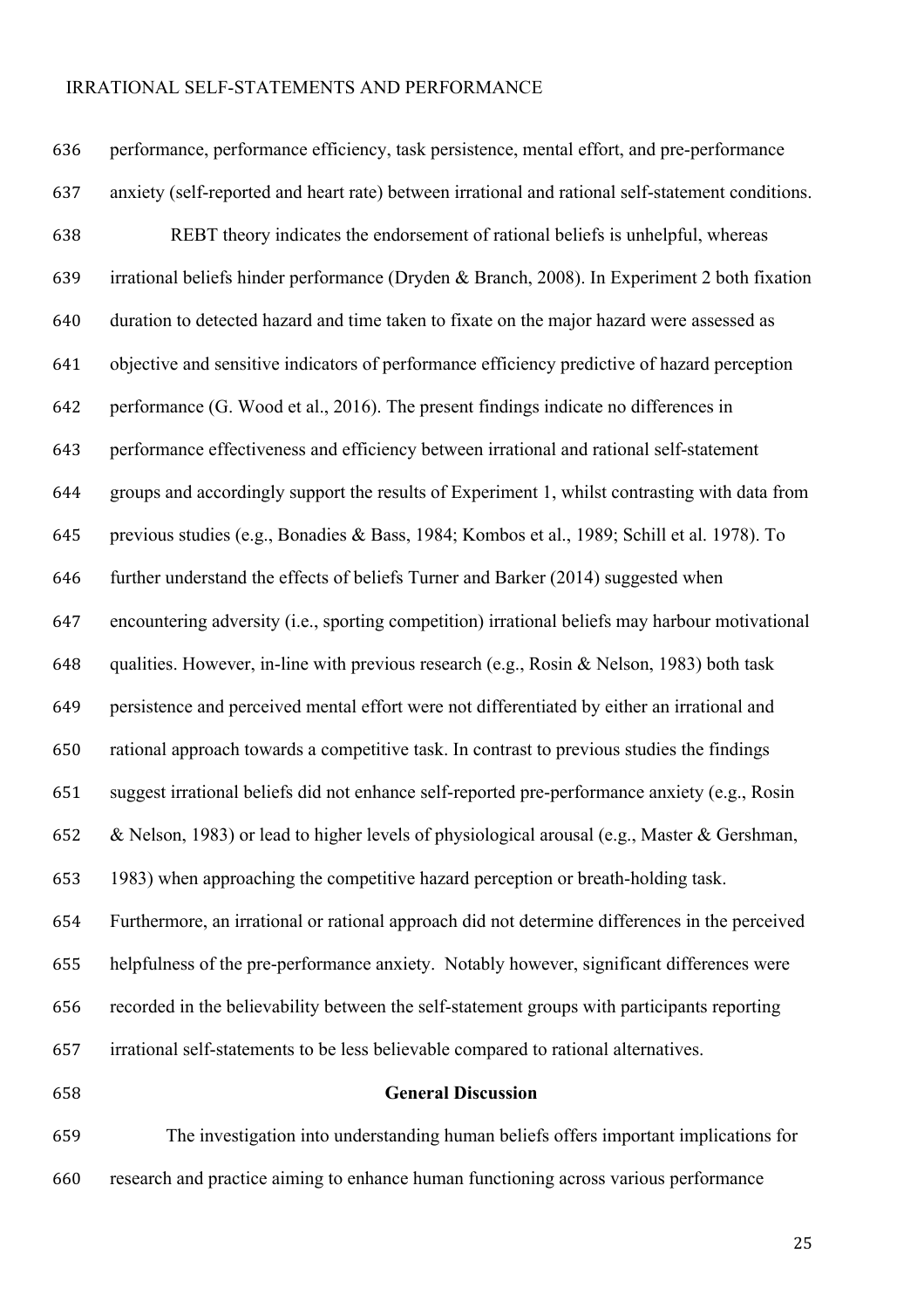performance, performance efficiency, task persistence, mental effort, and pre-performance anxiety (self-reported and heart rate) between irrational and rational self-statement conditions.

REBT theory indicates the endorsement of rational beliefs is unhelpful, whereas irrational beliefs hinder performance (Dryden & Branch, 2008). In Experiment 2 both fixation duration to detected hazard and time taken to fixate on the major hazard were assessed as objective and sensitive indicators of performance efficiency predictive of hazard perception performance (G. Wood et al., 2016). The present findings indicate no differences in performance effectiveness and efficiency between irrational and rational self-statement groups and accordingly support the results of Experiment 1, whilst contrasting with data from previous studies (e.g., Bonadies & Bass, 1984; Kombos et al., 1989; Schill et al. 1978). To further understand the effects of beliefs Turner and Barker (2014) suggested when encountering adversity (i.e., sporting competition) irrational beliefs may harbour motivational qualities. However, in-line with previous research (e.g., Rosin & Nelson, 1983) both task persistence and perceived mental effort were not differentiated by either an irrational and rational approach towards a competitive task. In contrast to previous studies the findings suggest irrational beliefs did not enhance self-reported pre-performance anxiety (e.g., Rosin & Nelson, 1983) or lead to higher levels of physiological arousal (e.g., Master & Gershman, 1983) when approaching the competitive hazard perception or breath-holding task. Furthermore, an irrational or rational approach did not determine differences in the perceived helpfulness of the pre-performance anxiety. Notably however, significant differences were recorded in the believability between the self-statement groups with participants reporting irrational self-statements to be less believable compared to rational alternatives.

## General Discussion

The investigation into understanding human beliefs offers important implications for research and practice aiming to enhance human functioning across various performance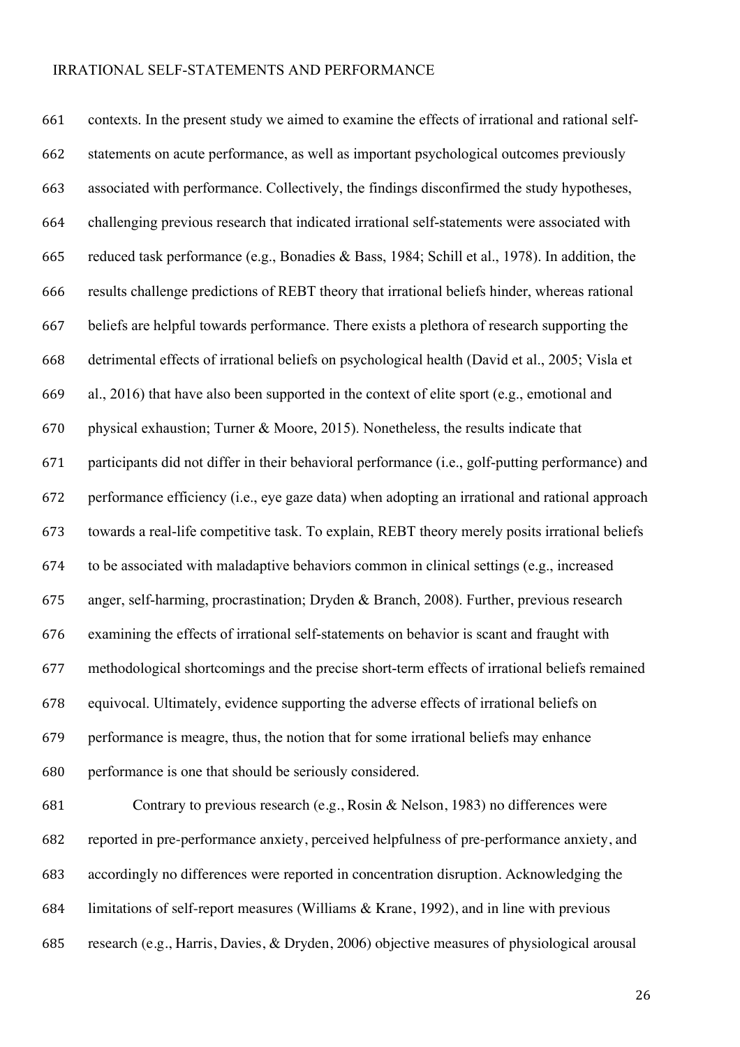contexts. In the present study we aimed to examine the effects of irrational and rational self-statements on acute performance, as well as important psychological outcomes previously associated with performance. Collectively, the findings disconfirmed the study hypotheses, challenging previous research that indicated irrational self-statements were associated with reduced task performance (e.g., Bonadies & Bass, 1984; Schill et al., 1978). In addition, the results challenge predictions of REBT theory that irrational beliefs hinder, whereas rational beliefs are helpful towards performance. There exists a plethora of research supporting the detrimental effects of irrational beliefs on psychological health (David et al., 2005; Visla et al., 2016) that have also been supported in the context of elite sport (e.g., emotional and physical exhaustion; Turner & Moore, 2015). Nonetheless, the results indicate that participants did not differ in their behavioral performance (i.e., golf-putting performance) and performance efficiency (i.e., eye gaze data) when adopting an irrational and rational approach towards a real-life competitive task. To explain, REBT theory merely posits irrational beliefs to be associated with maladaptive behaviors common in clinical settings (e.g., increased anger, self-harming, procrastination; Dryden & Branch, 2008). Further, previous research examining the effects of irrational self-statements on behavior is scant and fraught with methodological shortcomings and the precise short-term effects of irrational beliefs remained equivocal. Ultimately, evidence supporting the adverse effects of irrational beliefs on performance is meagre, thus, the notion that for some irrational beliefs may enhance performance is one that should be seriously considered.

Contrary to previous research (e.g., Rosin & Nelson, 1983) no differences were reported in pre-performance anxiety, perceived helpfulness of pre-performance anxiety, and accordingly no differences were reported in concentration disruption. Acknowledging the limitations of self-report measures (Williams & Krane, 1992), and in line with previous research (e.g., Harris, Davies, & Dryden, 2006) objective measures of physiological arousal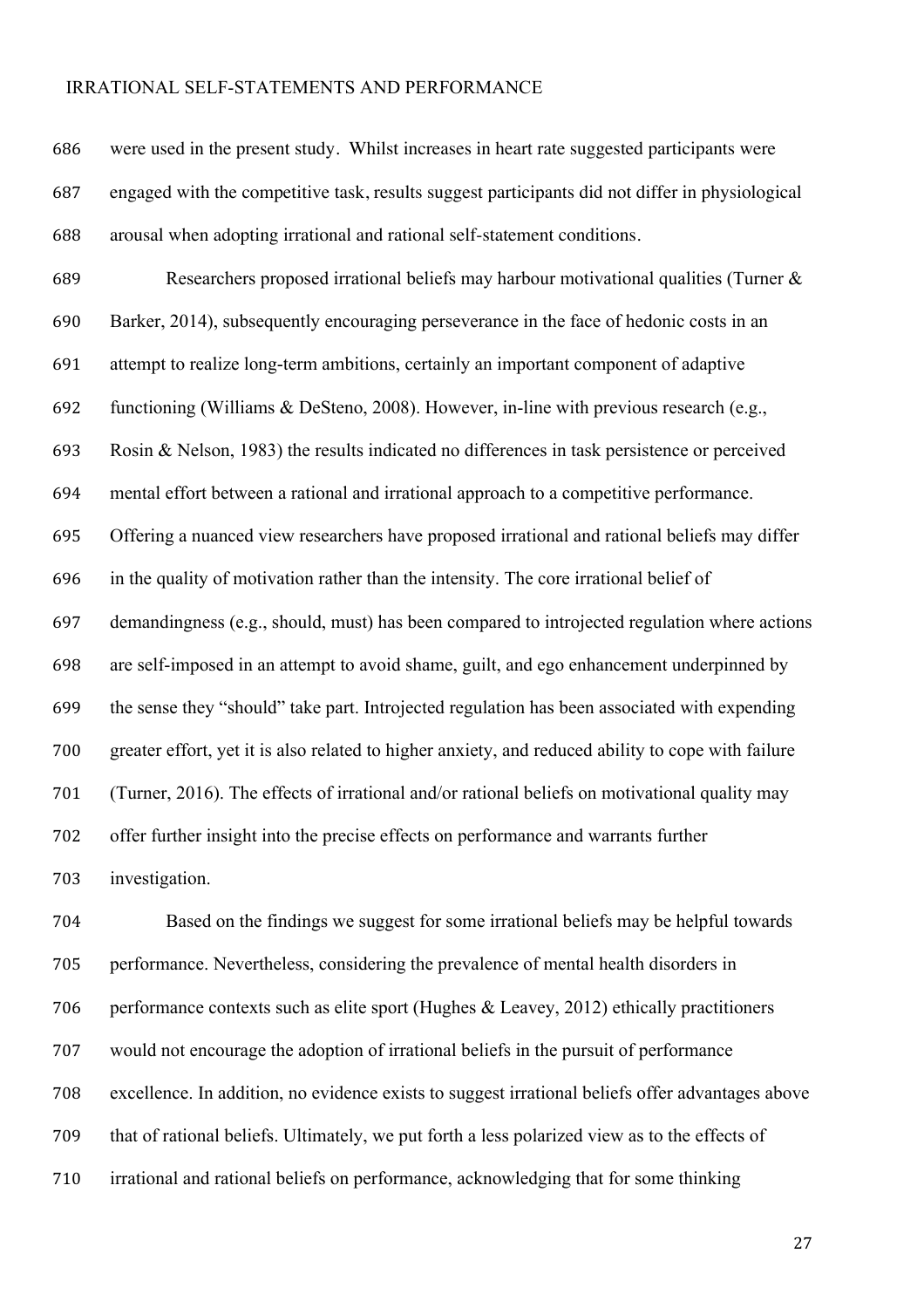were used in the present study. Whilst increases in heart rate suggested participants were engaged with the competitive task, results suggest participants did not differ in physiological arousal when adopting irrational and rational self-statement conditions.

Researchers proposed irrational beliefs may harbour motivational qualities (Turner & Barker, 2014), subsequently encouraging perseverance in the face of hedonic costs in an attempt to realize long-term ambitions, certainly an important component of adaptive functioning (Williams & DeSteno, 2008). However, in-line with previous research (e.g., Rosin & Nelson, 1983) the results indicated no differences in task persistence or perceived mental effort between a rational and irrational approach to a competitive performance. Offering a nuanced view researchers have proposed irrational and rational beliefs may differ in the quality of motivation rather than the intensity. The core irrational belief of demandingness (e.g., should, must) has been compared to introjected regulation where actions are self-imposed in an attempt to avoid shame, guilt, and ego enhancement underpinned by the sense they "should" take part. Introjected regulation has been associated with expending greater effort, yet it is also related to higher anxiety, and reduced ability to cope with failure (Turner, 2016). The effects of irrational and/or rational beliefs on motivational quality may offer further insight into the precise effects on performance and warrants further investigation.

Based on the findings we suggest for some irrational beliefs may be helpful towards performance. Nevertheless, considering the prevalence of mental health disorders in performance contexts such as elite sport (Hughes & Leavey, 2012) ethically practitioners would not encourage the adoption of irrational beliefs in the pursuit of performance excellence. In addition, no evidence exists to suggest irrational beliefs offer advantages above that of rational beliefs. Ultimately, we put forth a less polarized view as to the effects of irrational and rational beliefs on performance, acknowledging that for some thinking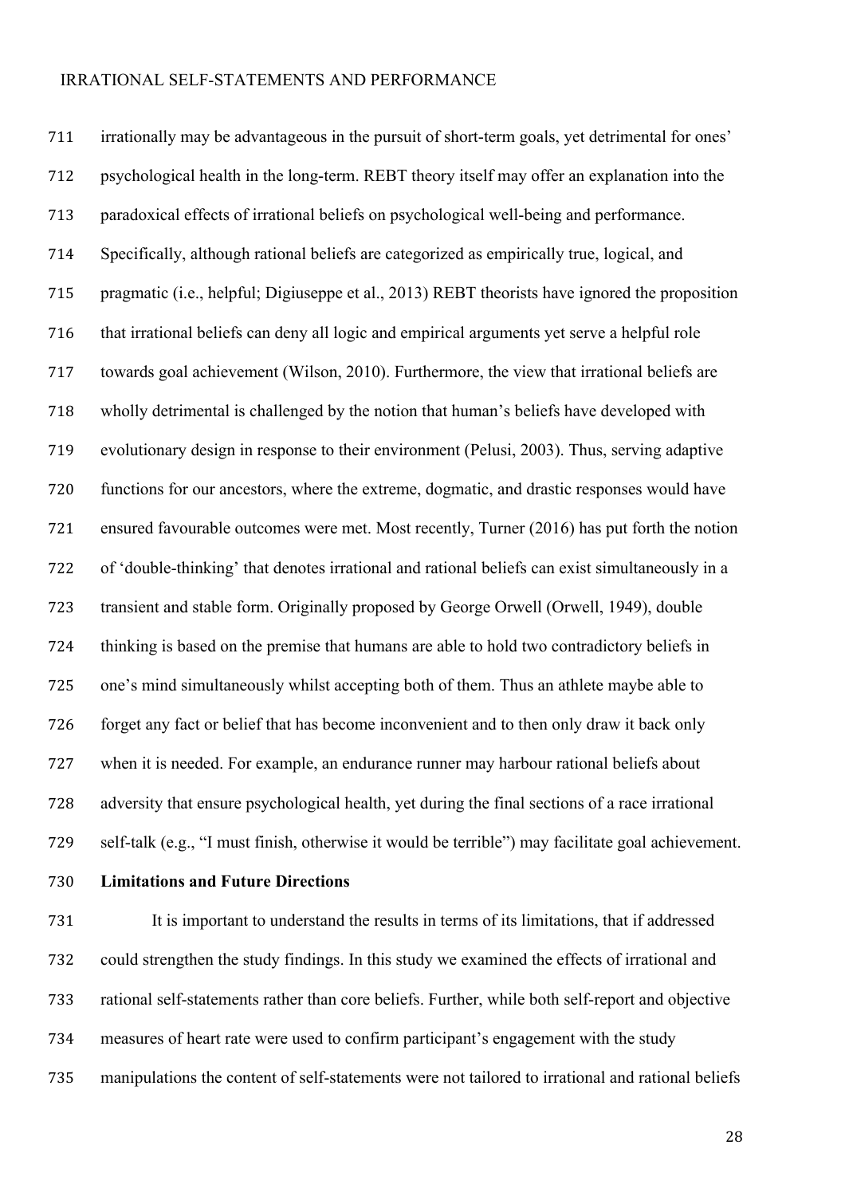irrationally may be advantageous in the pursuit of short-term goals, yet detrimental for ones' psychological health in the long-term. REBT theory itself may offer an explanation into the paradoxical effects of irrational beliefs on psychological well-being and performance. Specifically, although rational beliefs are categorized as empirically true, logical, and pragmatic (i.e., helpful; Digiuseppe et al., 2013) REBT theorists have ignored the proposition that irrational beliefs can deny all logic and empirical arguments yet serve a helpful role towards goal achievement (Wilson, 2010). Furthermore, the view that irrational beliefs are wholly detrimental is challenged by the notion that human's beliefs have developed with evolutionary design in response to their environment (Pelusi, 2003). Thus, serving adaptive functions for our ancestors, where the extreme, dogmatic, and drastic responses would have ensured favourable outcomes were met. Most recently, Turner (2016) has put forth the notion of 'double-thinking' that denotes irrational and rational beliefs can exist simultaneously in a transient and stable form. Originally proposed by George Orwell (Orwell, 1949), double thinking is based on the premise that humans are able to hold two contradictory beliefs in one's mind simultaneously whilst accepting both of them. Thus an athlete maybe able to forget any fact or belief that has become inconvenient and to then only draw it back only when it is needed. For example, an endurance runner may harbour rational beliefs about adversity that ensure psychological health, yet during the final sections of a race irrational self-talk (e.g., "I must finish, otherwise it would be terrible") may facilitate goal achievement.

**Limitations and Future Directions**

It is important to understand the results in terms of its limitations, that if addressed could strengthen the study findings. In this study we examined the effects of irrational and rational self-statements rather than core beliefs. Further, while both self-report and objective measures of heart rate were used to confirm participant's engagement with the study manipulations the content of self-statements were not tailored to irrational and rational beliefs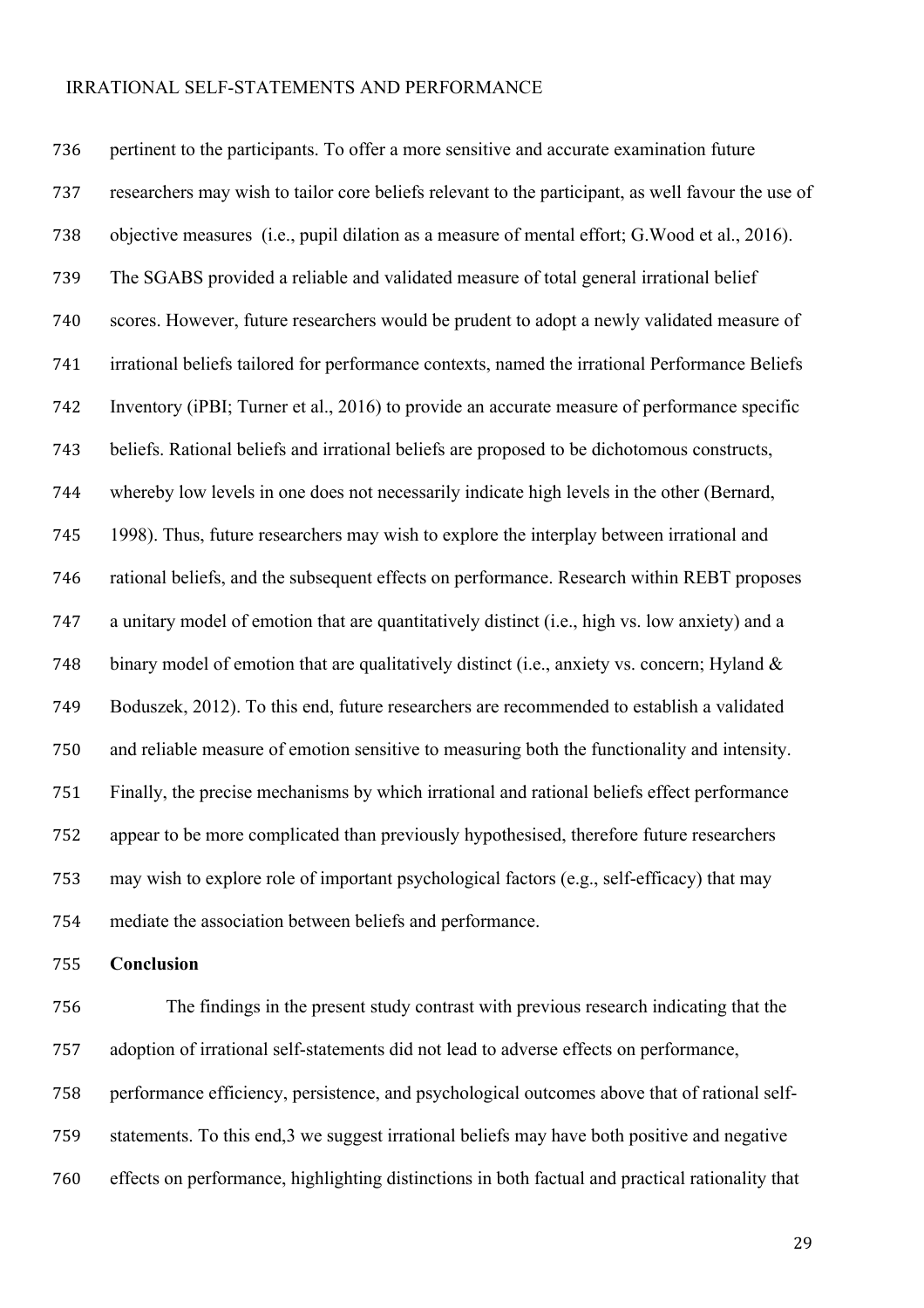pertinent to the participants. To offer a more sensitive and accurate examination future researchers may wish to tailor core beliefs relevant to the participant, as well favour the use of objective measures (i.e., pupil dilation as a measure of mental effort; G.Wood et al., 2016). The SGABS provided a reliable and validated measure of total general irrational belief scores. However, future researchers would be prudent to adopt a newly validated measure of irrational beliefs tailored for performance contexts, named the irrational Performance Beliefs Inventory (iPBI; Turner et al., 2016) to provide an accurate measure of performance specific beliefs. Rational beliefs and irrational beliefs are proposed to be dichotomous constructs, whereby low levels in one does not necessarily indicate high levels in the other (Bernard, 1998). Thus, future researchers may wish to explore the interplay between irrational and rational beliefs, and the subsequent effects on performance. Research within REBT proposes a unitary model of emotion that are quantitatively distinct (i.e., high vs. low anxiety) and a binary model of emotion that are qualitatively distinct (i.e., anxiety vs. concern; Hyland & Boduszek, 2012). To this end, future researchers are recommended to establish a validated and reliable measure of emotion sensitive to measuring both the functionality and intensity. Finally, the precise mechanisms by which irrational and rational beliefs effect performance appear to be more complicated than previously hypothesised, therefore future researchers may wish to explore role of important psychological factors (e.g., self-efficacy) that may mediate the association between beliefs and performance.

**Conclusion**

The findings in the present study contrast with previous research indicating that the adoption of irrational self-statements did not lead to adverse effects on performance, performance efficiency, persistence, and psychological outcomes above that of rational self-statements. To this end,3 we suggest irrational beliefs may have both positive and negative effects on performance, highlighting distinctions in both factual and practical rationality that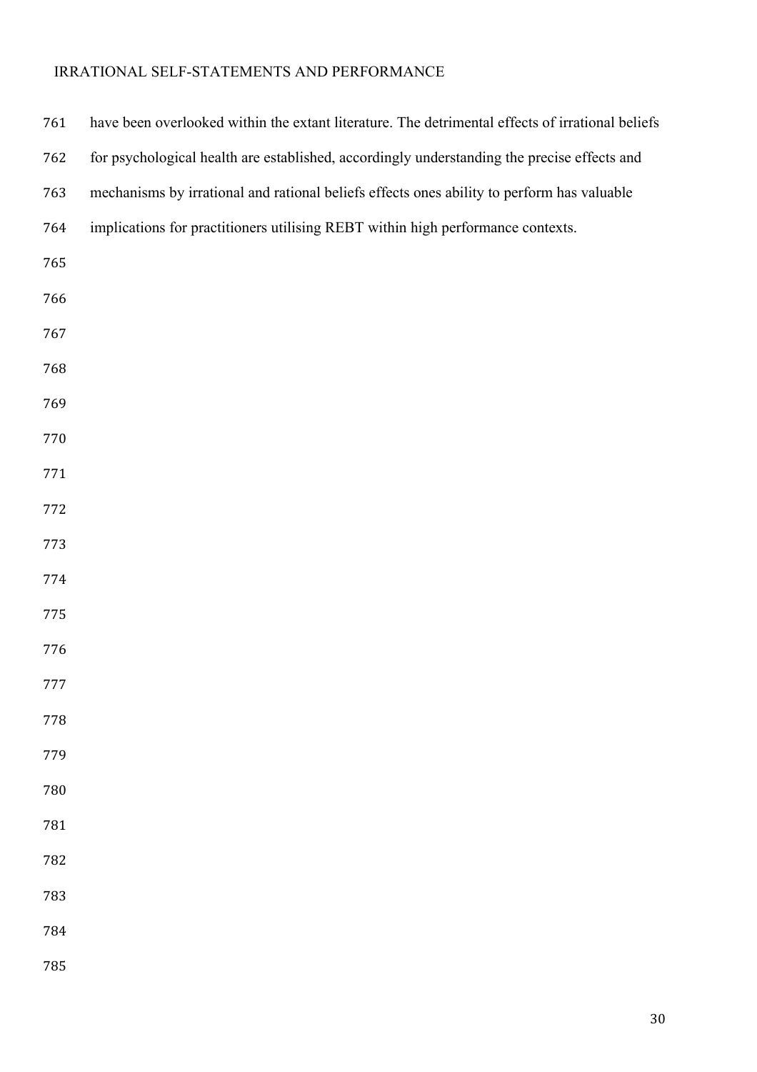have been overlooked within the extant literature. The detrimental effects of irrational beliefs for psychological health are established, accordingly understanding the precise effects and mechanisms by irrational and rational beliefs effects ones ability to perform has valuable implications for practitioners utilising REBT within high performance contexts.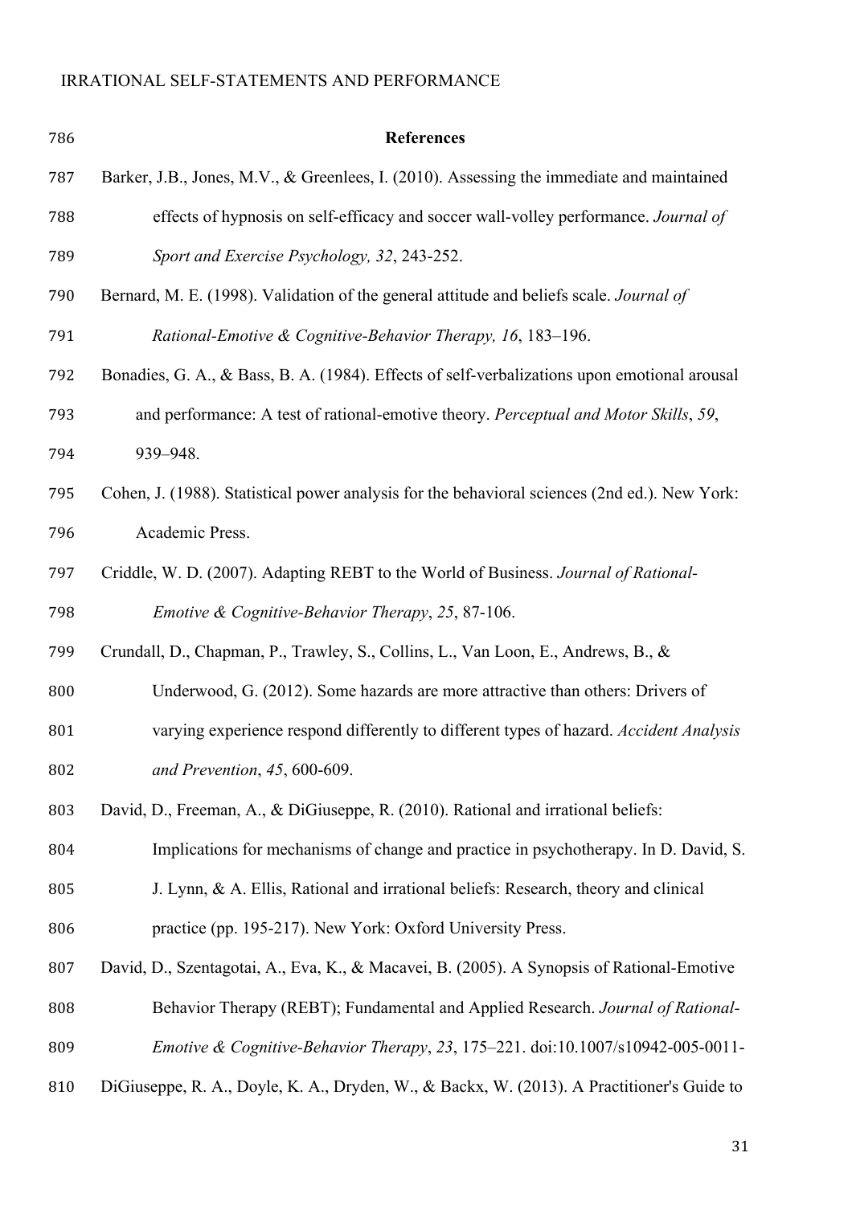# References

Barker, J.B., Jones, M.V., & Greenlees, I. (2010). Assessing the immediate and maintained effects of hypnosis on self-efficacy and soccer wall-volley performance. *Journal of Sport and Exercise Psychology, 32*, 243-252.

Bernard, M. E. (1998). Validation of the general attitude and beliefs scale. *Journal of Rational-Emotive & Cognitive-Behavior Therapy, 16*, 183–196.

Bonadies, G. A., & Bass, B. A. (1984). Effects of self-verbalizations upon emotional arousal and performance: A test of rational-emotive theory. *Perceptual and Motor Skills*, *59*, 939–948.

Cohen, J. (1988). Statistical power analysis for the behavioral sciences (2nd ed.). New York: Academic Press.

Criddle, W. D. (2007). Adapting REBT to the World of Business. *Journal of Rational-Emotive & Cognitive-Behavior Therapy*, *25*, 87-106.

Crundall, D., Chapman, P., Trawley, S., Collins, L., Van Loon, E., Andrews, B., & Underwood, G. (2012). Some hazards are more attractive than others: Drivers of varying experience respond differently to different types of hazard. *Accident Analysis and Prevention*, *45*, 600-609.

David, D., Freeman, A., & DiGiuseppe, R. (2010). Rational and irrational beliefs: Implications for mechanisms of change and practice in psychotherapy. In D. David, S. J. Lynn, & A. Ellis, Rational and irrational beliefs: Research, theory and clinical practice (pp. 195-217). New York: Oxford University Press.

David, D., Szentagotai, A., Eva, K., & Macavei, B. (2005). A Synopsis of Rational-Emotive Behavior Therapy (REBT); Fundamental and Applied Research. *Journal of Rational-Emotive & Cognitive-Behavior Therapy*, *23*, 175–221. doi:10.1007/s10942-005-0011-

DiGiuseppe, R. A., Doyle, K. A., Dryden, W., & Backx, W. (2013). A Practitioner's Guide to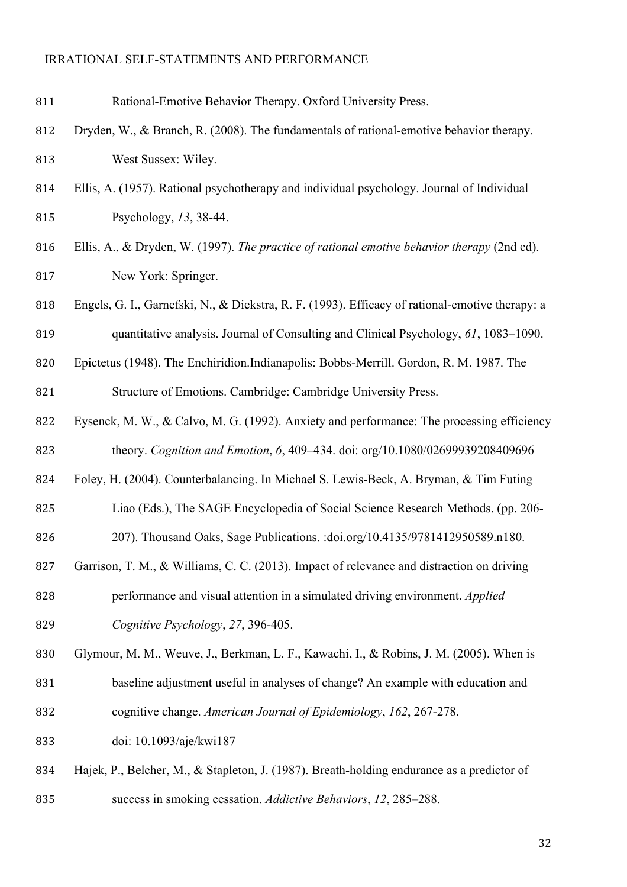Rational-Emotive Behavior Therapy. Oxford University Press.

Dryden, W., & Branch, R. (2008). The fundamentals of rational-emotive behavior therapy. West Sussex: Wiley.

Ellis, A. (1957). Rational psychotherapy and individual psychology. Journal of Individual Psychology, *13*, 38-44.

Ellis, A., & Dryden, W. (1997). *The practice of rational emotive behavior therapy* (2nd ed). New York: Springer.

Engels, G. I., Garnefski, N., & Diekstra, R. F. (1993). Efficacy of rational-emotive therapy: a quantitative analysis. Journal of Consulting and Clinical Psychology, *61*, 1083–1090.

Epictetus (1948). The Enchiridion.Indianapolis: Bobbs-Merrill. Gordon, R. M. 1987. The Structure of Emotions. Cambridge: Cambridge University Press.

Eysenck, M. W., & Calvo, M. G. (1992). Anxiety and performance: The processing efficiency theory. *Cognition and Emotion*, *6*, 409–434. doi: org/10.1080/02699939208409696

Foley, H. (2004). Counterbalancing. In Michael S. Lewis-Beck, A. Bryman, & Tim Futing Liao (Eds.), The SAGE Encyclopedia of Social Science Research Methods. (pp. 206-207). Thousand Oaks, Sage Publications. :doi.org/10.4135/9781412950589.n180.

Garrison, T. M., & Williams, C. C. (2013). Impact of relevance and distraction on driving performance and visual attention in a simulated driving environment. *Applied Cognitive Psychology*, *27*, 396-405.

Glymour, M. M., Weuve, J., Berkman, L. F., Kawachi, I., & Robins, J. M. (2005). When is baseline adjustment useful in analyses of change? An example with education and cognitive change. *American Journal of Epidemiology*, *162*, 267-278. doi: 10.1093/aje/kwi187

Hajek, P., Belcher, M., & Stapleton, J. (1987). Breath-holding endurance as a predictor of success in smoking cessation. *Addictive Behaviors*, *12*, 285–288.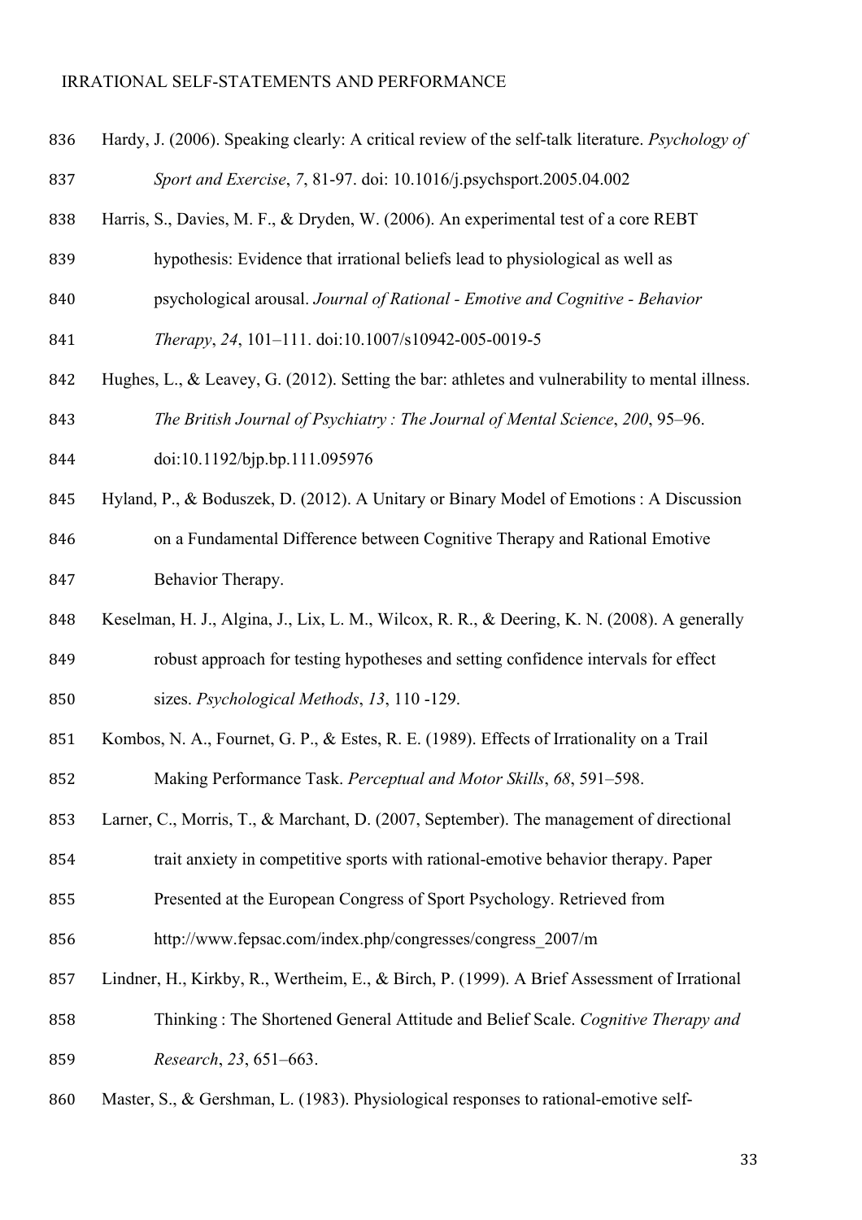Hardy, J. (2006). Speaking clearly: A critical review of the self-talk literature. *Psychology of Sport and Exercise*, *7*, 81-97. doi: 10.1016/j.psychsport.2005.04.002

Harris, S., Davies, M. F., & Dryden, W. (2006). An experimental test of a core REBT hypothesis: Evidence that irrational beliefs lead to physiological as well as psychological arousal. *Journal of Rational - Emotive and Cognitive - Behavior Therapy*, *24*, 101–111. doi:10.1007/s10942-005-0019-5

Hughes, L., & Leavey, G. (2012). Setting the bar: athletes and vulnerability to mental illness. *The British Journal of Psychiatry : The Journal of Mental Science*, *200*, 95–96. doi:10.1192/bjp.bp.111.095976

Hyland, P., & Boduszek, D. (2012). A Unitary or Binary Model of Emotions : A Discussion on a Fundamental Difference between Cognitive Therapy and Rational Emotive Behavior Therapy.

Keselman, H. J., Algina, J., Lix, L. M., Wilcox, R. R., & Deering, K. N. (2008). A generally robust approach for testing hypotheses and setting confidence intervals for effect sizes. *Psychological Methods*, *13*, 110 -129.

Kombos, N. A., Fournet, G. P., & Estes, R. E. (1989). Effects of Irrationality on a Trail Making Performance Task. *Perceptual and Motor Skills*, *68*, 591–598.

Larner, C., Morris, T., & Marchant, D. (2007, September). The management of directional trait anxiety in competitive sports with rational-emotive behavior therapy. Paper Presented at the European Congress of Sport Psychology. Retrieved from http://www.fepsac.com/index.php/congresses/congress_2007/m

Lindner, H., Kirkby, R., Wertheim, E., & Birch, P. (1999). A Brief Assessment of Irrational Thinking : The Shortened General Attitude and Belief Scale. *Cognitive Therapy and Research*, *23*, 651–663.

Master, S., & Gershman, L. (1983). Physiological responses to rational-emotive self-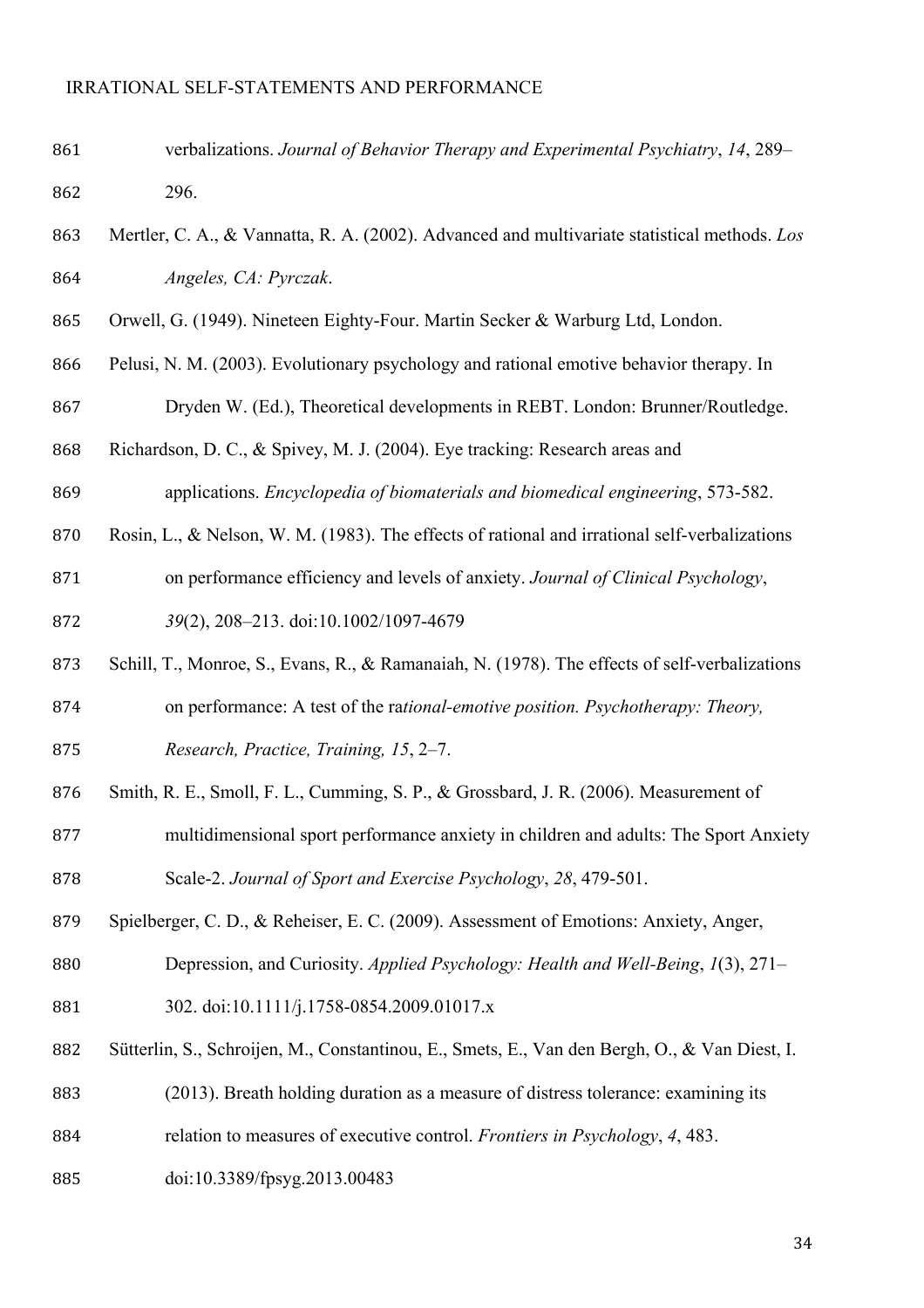verbalizations. *Journal of Behavior Therapy and Experimental Psychiatry*, *14*, 289–296.

Mertler, C. A., & Vannatta, R. A. (2002). Advanced and multivariate statistical methods. *Los Angeles, CA: Pyrczak*.

Orwell, G. (1949). Nineteen Eighty-Four. Martin Secker & Warburg Ltd, London.

Pelusi, N. M. (2003). Evolutionary psychology and rational emotive behavior therapy. In Dryden W. (Ed.), Theoretical developments in REBT. London: Brunner/Routledge.

Richardson, D. C., & Spivey, M. J. (2004). Eye tracking: Research areas and applications. *Encyclopedia of biomaterials and biomedical engineering*, 573-582.

Rosin, L., & Nelson, W. M. (1983). The effects of rational and irrational self-verbalizations on performance efficiency and levels of anxiety. *Journal of Clinical Psychology*, *39*(2), 208–213. doi:10.1002/1097-4679

Schill, T., Monroe, S., Evans, R., & Ramanaiah, N. (1978). The effects of self-verbalizations on performance: A test of the ra*tional-emotive position. Psychotherapy: Theory, Research, Practice, Training, 15*, 2–7.

Smith, R. E., Smoll, F. L., Cumming, S. P., & Grossbard, J. R. (2006). Measurement of multidimensional sport performance anxiety in children and adults: The Sport Anxiety Scale-2. *Journal of Sport and Exercise Psychology*, *28*, 479-501.

Spielberger, C. D., & Reheiser, E. C. (2009). Assessment of Emotions: Anxiety, Anger, Depression, and Curiosity. *Applied Psychology: Health and Well-Being*, *1*(3), 271–302. doi:10.1111/j.1758-0854.2009.01017.x

Sütterlin, S., Schroijen, M., Constantinou, E., Smets, E., Van den Bergh, O., & Van Diest, I. (2013). Breath holding duration as a measure of distress tolerance: examining its relation to measures of executive control. *Frontiers in Psychology*, *4*, 483. doi:10.3389/fpsyg.2013.00483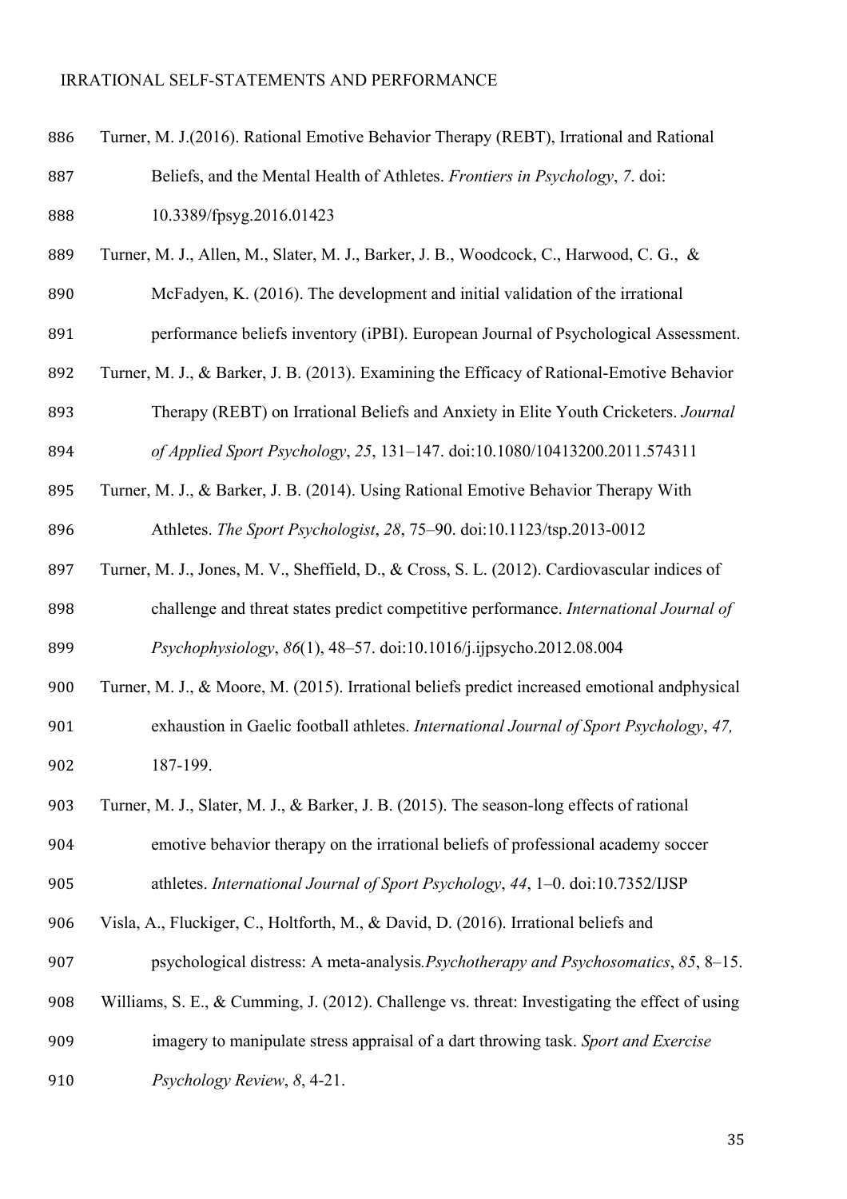Turner, M. J.(2016). Rational Emotive Behavior Therapy (REBT), Irrational and Rational Beliefs, and the Mental Health of Athletes. *Frontiers in Psychology*, *7*. doi: 10.3389/fpsyg.2016.01423

Turner, M. J., Allen, M., Slater, M. J., Barker, J. B., Woodcock, C., Harwood, C. G., & McFadyen, K. (2016). The development and initial validation of the irrational performance beliefs inventory (iPBI). European Journal of Psychological Assessment.

Turner, M. J., & Barker, J. B. (2013). Examining the Efficacy of Rational-Emotive Behavior Therapy (REBT) on Irrational Beliefs and Anxiety in Elite Youth Cricketers. *Journal of Applied Sport Psychology*, *25*, 131–147. doi:10.1080/10413200.2011.574311

Turner, M. J., & Barker, J. B. (2014). Using Rational Emotive Behavior Therapy With Athletes. *The Sport Psychologist*, *28*, 75–90. doi:10.1123/tsp.2013-0012

Turner, M. J., Jones, M. V., Sheffield, D., & Cross, S. L. (2012). Cardiovascular indices of challenge and threat states predict competitive performance. *International Journal of Psychophysiology*, *86*(1), 48–57. doi:10.1016/j.ijpsycho.2012.08.004

Turner, M. J., & Moore, M. (2015). Irrational beliefs predict increased emotional andphysical exhaustion in Gaelic football athletes. *International Journal of Sport Psychology*, *47,* 187-199.

Turner, M. J., Slater, M. J., & Barker, J. B. (2015). The season-long effects of rational emotive behavior therapy on the irrational beliefs of professional academy soccer athletes. *International Journal of Sport Psychology*, *44*, 1–0. doi:10.7352/IJSP

Visla, A., Fluckiger, C., Holtforth, M., & David, D. (2016). Irrational beliefs and psychological distress: A meta-analysis*.Psychotherapy and Psychosomatics*, *85*, 8–15.

Williams, S. E., & Cumming, J. (2012). Challenge vs. threat: Investigating the effect of using imagery to manipulate stress appraisal of a dart throwing task. *Sport and Exercise Psychology Review*, *8*, 4-21.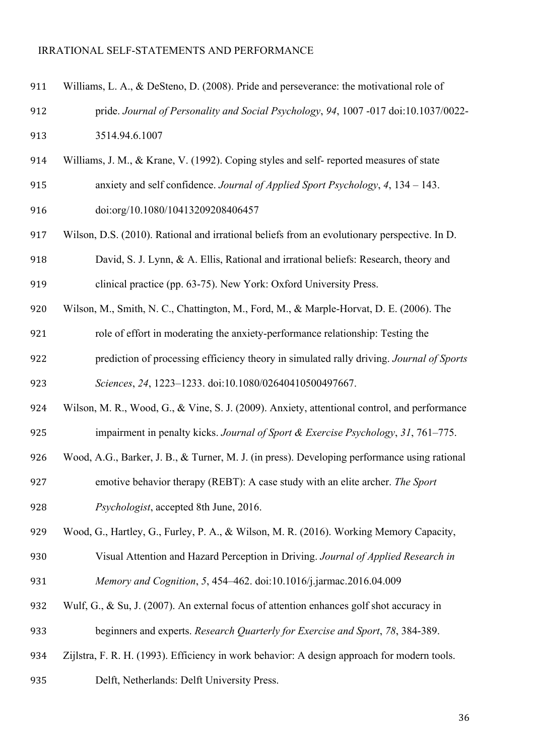Williams, L. A., & DeSteno, D. (2008). Pride and perseverance: the motivational role of pride. *Journal of Personality and Social Psychology*, *94*, 1007 -017 doi:10.1037/0022-3514.94.6.1007

Williams, J. M., & Krane, V. (1992). Coping styles and self- reported measures of state anxiety and self confidence. *Journal of Applied Sport Psychology*, *4*, 134 – 143. doi:org/10.1080/10413209208406457

Wilson, D.S. (2010). Rational and irrational beliefs from an evolutionary perspective. In D. David, S. J. Lynn, & A. Ellis, Rational and irrational beliefs: Research, theory and clinical practice (pp. 63-75). New York: Oxford University Press.

Wilson, M., Smith, N. C., Chattington, M., Ford, M., & Marple-Horvat, D. E. (2006). The role of effort in moderating the anxiety-performance relationship: Testing the prediction of processing efficiency theory in simulated rally driving. *Journal of Sports Sciences*, *24*, 1223–1233. doi:10.1080/02640410500497667.

Wilson, M. R., Wood, G., & Vine, S. J. (2009). Anxiety, attentional control, and performance impairment in penalty kicks. *Journal of Sport & Exercise Psychology*, *31*, 761–775.

Wood, A.G., Barker, J. B., & Turner, M. J. (in press). Developing performance using rational emotive behavior therapy (REBT): A case study with an elite archer. *The Sport Psychologist*, accepted 8th June, 2016.

Wood, G., Hartley, G., Furley, P. A., & Wilson, M. R. (2016). Working Memory Capacity, Visual Attention and Hazard Perception in Driving. *Journal of Applied Research in Memory and Cognition*, *5*, 454–462. doi:10.1016/j.jarmac.2016.04.009

Wulf, G., & Su, J. (2007). An external focus of attention enhances golf shot accuracy in beginners and experts. *Research Quarterly for Exercise and Sport*, *78*, 384-389.

Zijlstra, F. R. H. (1993). Efficiency in work behavior: A design approach for modern tools. Delft, Netherlands: Delft University Press.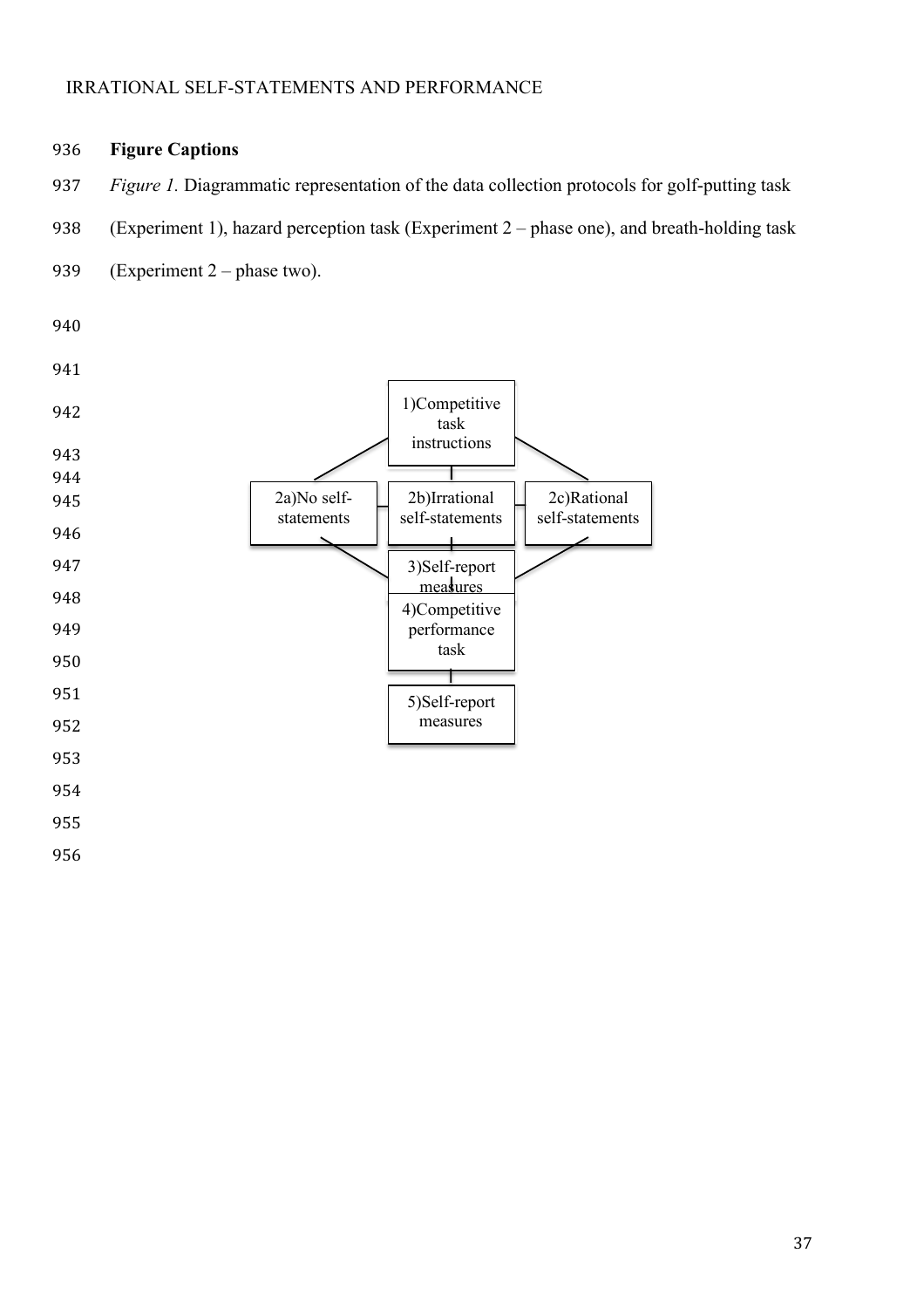**Figure Captions**

*Figure 1.* Diagrammatic representation of the data collection protocols for golf-putting task (Experiment 1), hazard perception task (Experiment 2 – phase one), and breath-holding task (Experiment 2 – phase two).

1)Competitive task instructions

2a)No self-statements

2b)Irrational self-statements

2c)Rational self-statements

3)Self-report measures

4)Competitive performance task

5)Self-report measures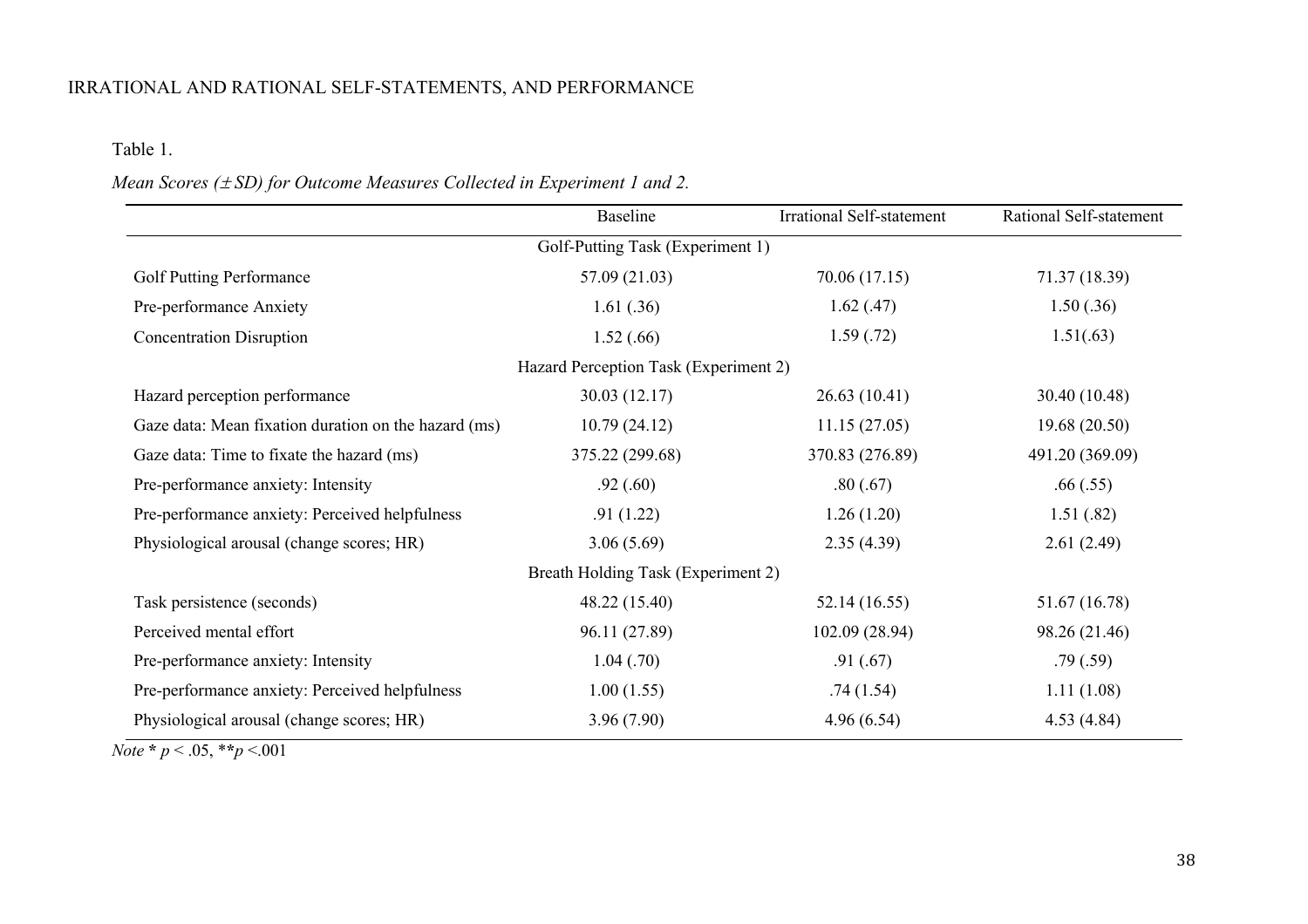Table 1.

*Mean Scores (± SD) for Outcome Measures Collected in Experiment 1 and 2.*

| | Baseline | Irrational Self-statement | Rational Self-statement |
|---|---|---|---|
| | Golf-Putting Task (Experiment 1) | | |
| Golf Putting Performance | 57.09 (21.03) | 70.06 (17.15) | 71.37 (18.39) |
| Pre-performance Anxiety | 1.61 (.36) | 1.62 (.47) | 1.50 (.36) |
| Concentration Disruption | 1.52 (.66) | 1.59 (.72) | 1.51(.63) |
| | Hazard Perception Task (Experiment 2) | | |
| Hazard perception performance | 30.03 (12.17) | 26.63 (10.41) | 30.40 (10.48) |
| Gaze data: Mean fixation duration on the hazard (ms) | 10.79 (24.12) | 11.15 (27.05) | 19.68 (20.50) |
| Gaze data: Time to fixate the hazard (ms) | 375.22 (299.68) | 370.83 (276.89) | 491.20 (369.09) |
| Pre-performance anxiety: Intensity | .92 (.60) | .80 (.67) | .66 (.55) |
| Pre-performance anxiety: Perceived helpfulness | .91 (1.22) | 1.26 (1.20) | 1.51 (.82) |
| Physiological arousal (change scores; HR) | 3.06 (5.69) | 2.35 (4.39) | 2.61 (2.49) |
| | Breath Holding Task (Experiment 2) | | |
| Task persistence (seconds) | 48.22 (15.40) | 52.14 (16.55) | 51.67 (16.78) |
| Perceived mental effort | 96.11 (27.89) | 102.09 (28.94) | 98.26 (21.46) |
| Pre-performance anxiety: Intensity | 1.04 (.70) | .91 (.67) | .79 (.59) |
| Pre-performance anxiety: Perceived helpfulness | 1.00 (1.55) | .74 (1.54) | 1.11 (1.08) |
| Physiological arousal (change scores; HR) | 3.96 (7.90) | 4.96 (6.54) | 4.53 (4.84) |

*Note* * $p < .05$, ** $p < .001$